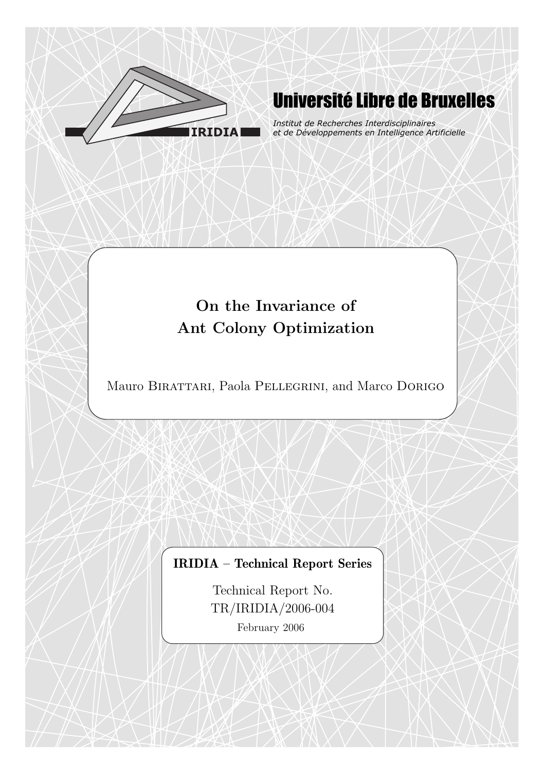IRIDIA

# Université Libre de Bruxelles

*Institut de Recherches Interdisciplinaires et de Développements en Intelligence Artificielle*

## On the Invariance of Ant Colony Optimization

Mauro Birattari, Paola Pellegrini, and Marco Dorigo

**IRIDIA – Technical Report Series**

Technical Report No.
TR/IRIDIA/2006-004

February 2006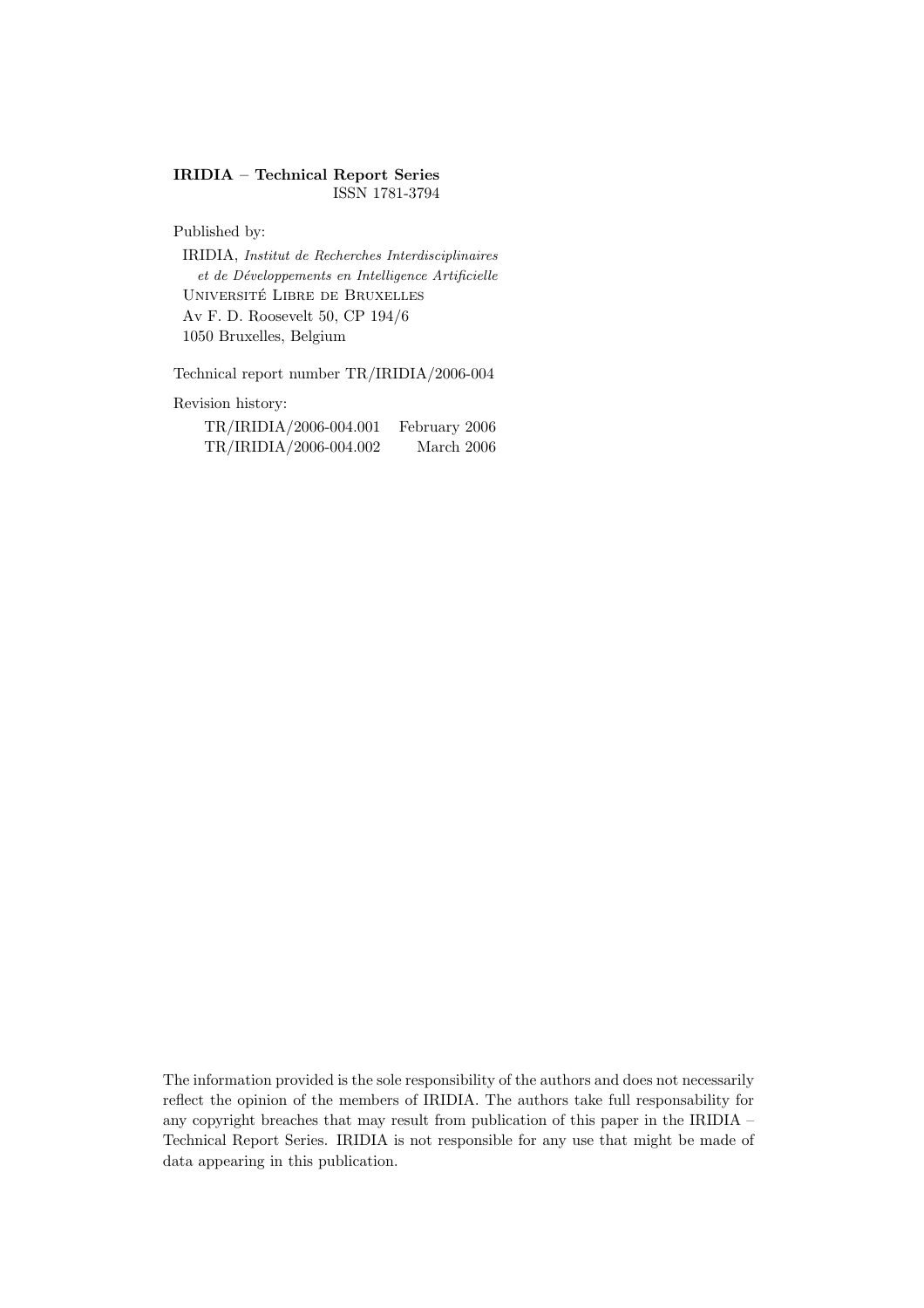**IRIDIA – Technical Report Series**
ISSN 1781-3794

Published by:

IRIDIA, *Institut de Recherches Interdisciplinaires et de Développements en Intelligence Artificielle*
Université Libre de Bruxelles
Av F. D. Roosevelt 50, CP 194/6
1050 Bruxelles, Belgium

Technical report number TR/IRIDIA/2006-004

Revision history:

| | |
|---|---|
| TR/IRIDIA/2006-004.001 | February 2006 |
| TR/IRIDIA/2006-004.002 | March 2006 |

The information provided is the sole responsibility of the authors and does not necessarily reflect the opinion of the members of IRIDIA. The authors take full responsability for any copyright breaches that may result from publication of this paper in the IRIDIA – Technical Report Series. IRIDIA is not responsible for any use that might be made of data appearing in this publication.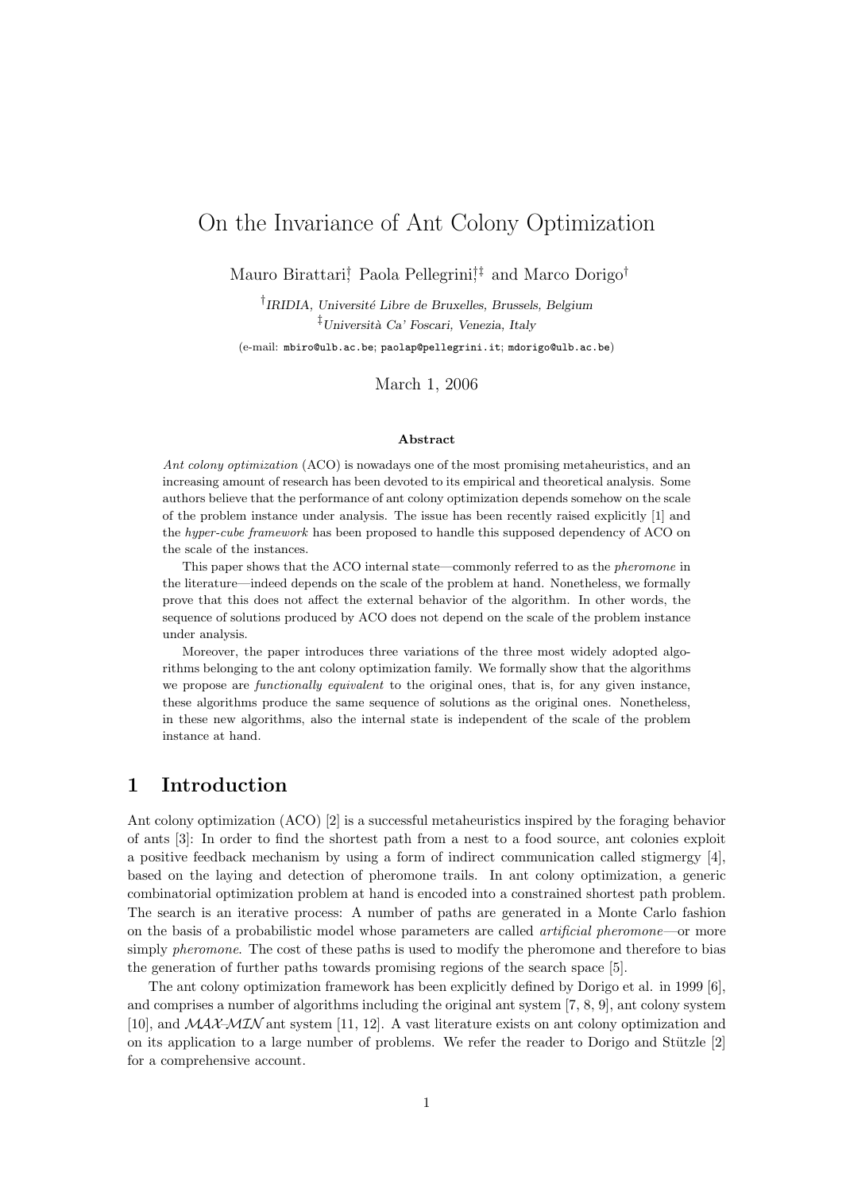# On the Invariance of Ant Colony Optimization

Mauro Birattari[†], Paola Pellegrini[†‡] and Marco Dorigo[†]

[†]*IRIDIA, Université Libre de Bruxelles, Brussels, Belgium*

[‡]*Università Ca' Foscari, Venezia, Italy*

(e-mail: mbiro@ulb.ac.be; paolap@pellegrini.it; mdorigo@ulb.ac.be)

March 1, 2006

**Abstract**

*Ant colony optimization* (ACO) is nowadays one of the most promising metaheuristics, and an increasing amount of research has been devoted to its empirical and theoretical analysis. Some authors believe that the performance of ant colony optimization depends somehow on the scale of the problem instance under analysis. The issue has been recently raised explicitly [1] and the *hyper-cube framework* has been proposed to handle this supposed dependency of ACO on the scale of the instances.

This paper shows that the ACO internal state—commonly referred to as the *pheromone* in the literature—indeed depends on the scale of the problem at hand. Nonetheless, we formally prove that this does not affect the external behavior of the algorithm. In other words, the sequence of solutions produced by ACO does not depend on the scale of the problem instance under analysis.

Moreover, the paper introduces three variations of the three most widely adopted algorithms belonging to the ant colony optimization family. We formally show that the algorithms we propose are *functionally equivalent* to the original ones, that is, for any given instance, these algorithms produce the same sequence of solutions as the original ones. Nonetheless, in these new algorithms, also the internal state is independent of the scale of the problem instance at hand.

## 1 Introduction

Ant colony optimization (ACO) [2] is a successful metaheuristics inspired by the foraging behavior of ants [3]: In order to find the shortest path from a nest to a food source, ant colonies exploit a positive feedback mechanism by using a form of indirect communication called stigmergy [4], based on the laying and detection of pheromone trails. In ant colony optimization, a generic combinatorial optimization problem at hand is encoded into a constrained shortest path problem. The search is an iterative process: A number of paths are generated in a Monte Carlo fashion on the basis of a probabilistic model whose parameters are called *artificial pheromone*—or more simply *pheromone*. The cost of these paths is used to modify the pheromone and therefore to bias the generation of further paths towards promising regions of the search space [5].

The ant colony optimization framework has been explicitly defined by Dorigo et al. in 1999 [6], and comprises a number of algorithms including the original ant system [7, 8, 9], ant colony system [10], and $\mathcal{MAX}$-$\mathcal{MIN}$ ant system [11, 12]. A vast literature exists on ant colony optimization and on its application to a large number of problems. We refer the reader to Dorigo and Stützle [2] for a comprehensive account.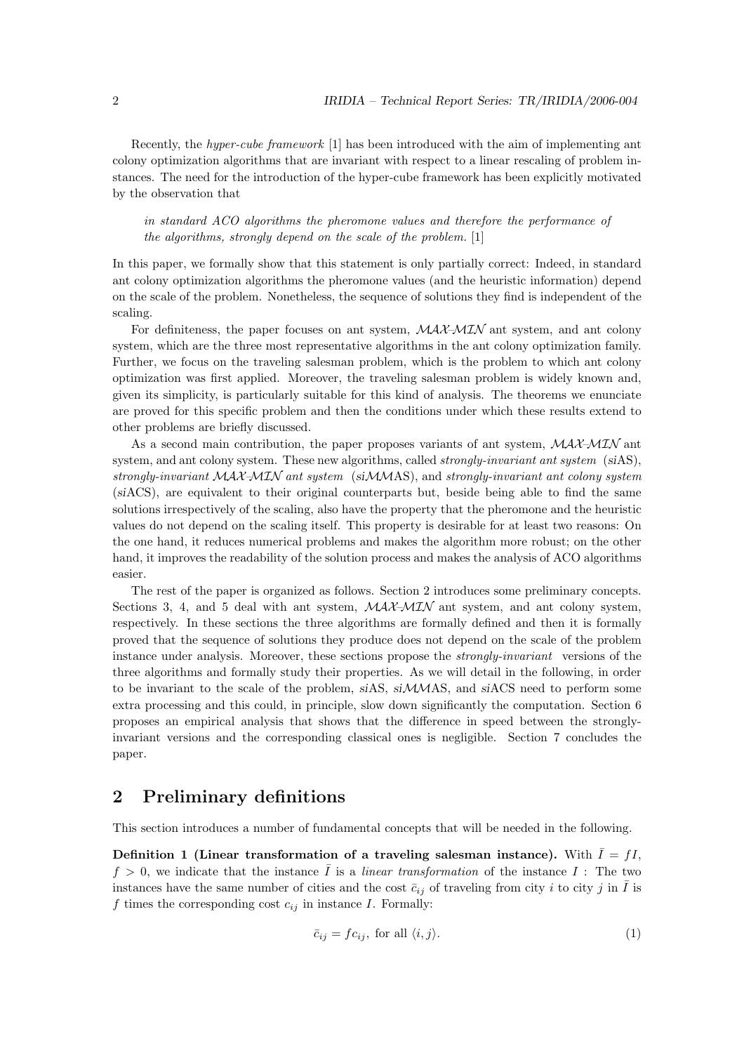Recently, the *hyper-cube framework* [1] has been introduced with the aim of implementing ant colony optimization algorithms that are invariant with respect to a linear rescaling of problem instances. The need for the introduction of the hyper-cube framework has been explicitly motivated by the observation that

> *in standard ACO algorithms the pheromone values and therefore the performance of the algorithms, strongly depend on the scale of the problem.* [1]

In this paper, we formally show that this statement is only partially correct: Indeed, in standard ant colony optimization algorithms the pheromone values (and the heuristic information) depend on the scale of the problem. Nonetheless, the sequence of solutions they find is independent of the scaling.

For definiteness, the paper focuses on ant system, $\mathcal{MAX}$-$\mathcal{MIN}$ ant system, and ant colony system, which are the three most representative algorithms in the ant colony optimization family. Further, we focus on the traveling salesman problem, which is the problem to which ant colony optimization was first applied. Moreover, the traveling salesman problem is widely known and, given its simplicity, is particularly suitable for this kind of analysis. The theorems we enunciate are proved for this specific problem and then the conditions under which these results extend to other problems are briefly discussed.

As a second main contribution, the paper proposes variants of ant system, $\mathcal{MAX}$-$\mathcal{MIN}$ ant system, and ant colony system. These new algorithms, called *strongly-invariant ant system* (*si*AS), *strongly-invariant $\mathcal{MAX}$-$\mathcal{MIN}$ ant system* (*si*$\mathcal{MM}$AS), and *strongly-invariant ant colony system* (*si*ACS), are equivalent to their original counterparts but, beside being able to find the same solutions irrespectively of the scaling, also have the property that the pheromone and the heuristic values do not depend on the scaling itself. This property is desirable for at least two reasons: On the one hand, it reduces numerical problems and makes the algorithm more robust; on the other hand, it improves the readability of the solution process and makes the analysis of ACO algorithms easier.

The rest of the paper is organized as follows. Section 2 introduces some preliminary concepts. Sections 3, 4, and 5 deal with ant system, $\mathcal{MAX}$-$\mathcal{MIN}$ ant system, and ant colony system, respectively. In these sections the three algorithms are formally defined and then it is formally proved that the sequence of solutions they produce does not depend on the scale of the problem instance under analysis. Moreover, these sections propose the *strongly-invariant* versions of the three algorithms and formally study their properties. As we will detail in the following, in order to be invariant to the scale of the problem, *si*AS, *si*$\mathcal{MM}$AS, and *si*ACS need to perform some extra processing and this could, in principle, slow down significantly the computation. Section 6 proposes an empirical analysis that shows that the difference in speed between the strongly-invariant versions and the corresponding classical ones is negligible. Section 7 concludes the paper.

## 2 Preliminary definitions

This section introduces a number of fundamental concepts that will be needed in the following.

**Definition 1 (Linear transformation of a traveling salesman instance).** With $\bar{I} = fI$, $f > 0$, we indicate that the instance $\bar{I}$ is a *linear transformation* of the instance $I$ : The two instances have the same number of cities and the cost $\bar{c}_{ij}$ of traveling from city $i$ to city $j$ in $\bar{I}$ is $f$ times the corresponding cost $c_{ij}$ in instance $I$. Formally:

$$\bar{c}_{ij} = f c_{ij}, \text{ for all } \langle i, j \rangle. \tag{1}$$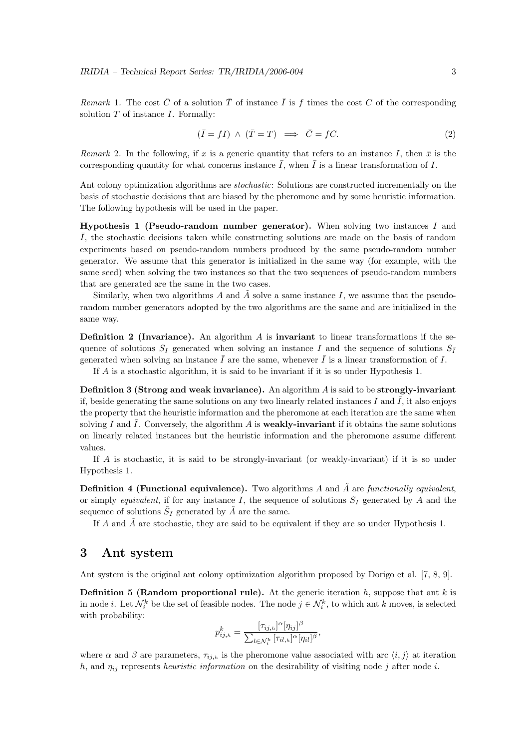*Remark* 1. The cost $\bar{C}$ of a solution $\bar{T}$ of instance $\bar{I}$ is $f$ times the cost $C$ of the corresponding solution $T$ of instance $I$. Formally:

$$(\bar{I} = fI) \wedge (\bar{T} = T) \implies \bar{C} = fC. \tag{2}$$

*Remark* 2. In the following, if $x$ is a generic quantity that refers to an instance $I$, then $\bar{x}$ is the corresponding quantity for what concerns instance $\bar{I}$, when $\bar{I}$ is a linear transformation of $I$.

Ant colony optimization algorithms are *stochastic*: Solutions are constructed incrementally on the basis of stochastic decisions that are biased by the pheromone and by some heuristic information. The following hypothesis will be used in the paper.

**Hypothesis 1 (Pseudo-random number generator).** When solving two instances $I$ and $\bar{I}$, the stochastic decisions taken while constructing solutions are made on the basis of random experiments based on pseudo-random numbers produced by the same pseudo-random number generator. We assume that this generator is initialized in the same way (for example, with the same seed) when solving the two instances so that the two sequences of pseudo-random numbers that are generated are the same in the two cases.

Similarly, when two algorithms $A$ and $\tilde{A}$ solve a same instance $I$, we assume that the pseudo-random number generators adopted by the two algorithms are the same and are initialized in the same way.

**Definition 2 (Invariance).** An algorithm $A$ is **invariant** to linear transformations if the sequence of solutions $S_I$ generated when solving an instance $I$ and the sequence of solutions $S_{\bar{I}}$ generated when solving an instance $\bar{I}$ are the same, whenever $\bar{I}$ is a linear transformation of $I$.

If $A$ is a stochastic algorithm, it is said to be invariant if it is so under Hypothesis 1.

**Definition 3 (Strong and weak invariance).** An algorithm $A$ is said to be **strongly-invariant** if, beside generating the same solutions on any two linearly related instances $I$ and $\bar{I}$, it also enjoys the property that the heuristic information and the pheromone at each iteration are the same when solving $I$ and $\bar{I}$. Conversely, the algorithm $A$ is **weakly-invariant** if it obtains the same solutions on linearly related instances but the heuristic information and the pheromone assume different values.

If $A$ is stochastic, it is said to be strongly-invariant (or weakly-invariant) if it is so under Hypothesis 1.

**Definition 4 (Functional equivalence).** Two algorithms $A$ and $\tilde{A}$ are *functionally equivalent*, or simply *equivalent*, if for any instance $I$, the sequence of solutions $S_I$ generated by $A$ and the sequence of solutions $\tilde{S}_I$ generated by $\tilde{A}$ are the same.

If $A$ and $\tilde{A}$ are stochastic, they are said to be equivalent if they are so under Hypothesis 1.

## 3 Ant system

Ant system is the original ant colony optimization algorithm proposed by Dorigo et al. [7, 8, 9].

**Definition 5 (Random proportional rule).** At the generic iteration $h$, suppose that ant $k$ is in node $i$. Let $\mathcal{N}_i^k$ be the set of feasible nodes. The node $j \in \mathcal{N}_i^k$, to which ant $k$ moves, is selected with probability:

$$p_{ij,h}^k = \frac{[\tau_{ij,h}]^\alpha [\eta_{ij}]^\beta}{\sum_{l \in \mathcal{N}_i^k} [\tau_{il,h}]^\alpha [\eta_{il}]^\beta},$$

where $\alpha$ and $\beta$ are parameters, $\tau_{ij,h}$ is the pheromone value associated with arc $\langle i, j \rangle$ at iteration $h$, and $\eta_{ij}$ represents *heuristic information* on the desirability of visiting node $j$ after node $i$.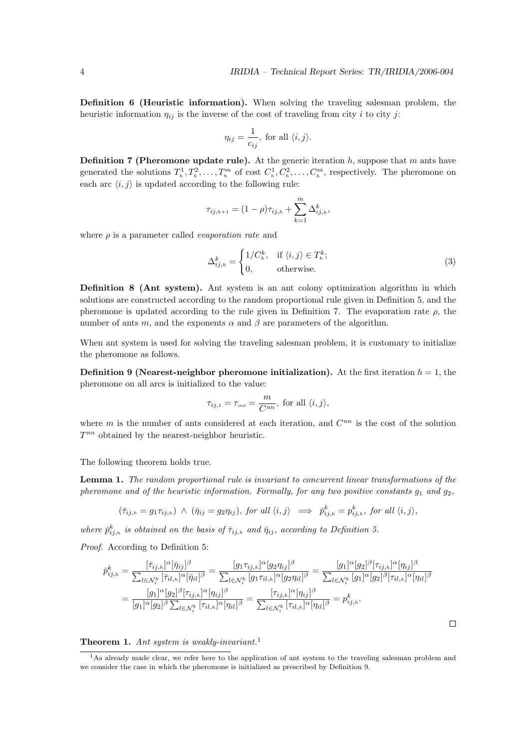**Definition 6 (Heuristic information).** When solving the traveling salesman problem, the heuristic information $\eta_{ij}$ is the inverse of the cost of traveling from city $i$ to city $j$:

$$\eta_{ij} = \frac{1}{c_{ij}}, \text{ for all } \langle i, j \rangle.$$

**Definition 7 (Pheromone update rule).** At the generic iteration $h$, suppose that $m$ ants have generated the solutions $T_{h}^{1}, T_{h}^{2}, \ldots, T_{h}^{m}$ of cost $C_{h}^{1}, C_{h}^{2}, \ldots, C_{h}^{m}$, respectively. The pheromone on each arc $\langle i, j \rangle$ is updated according to the following rule:

$$\tau_{ij,h+1} = (1 - \rho)\tau_{ij,h} + \sum_{k=1}^{m} \Delta_{ij,h}^{k},$$

where $\rho$ is a parameter called *evaporation rate* and

$$\Delta_{ij,h}^{k} = \begin{cases} 1/C_{h}^{k}, & \text{if } \langle i, j \rangle \in T_{h}^{k}; \\ 0, & \text{otherwise.} \end{cases} \tag{3}$$

**Definition 8 (Ant system).** Ant system is an ant colony optimization algorithm in which solutions are constructed according to the random proportional rule given in Definition 5, and the pheromone is updated according to the rule given in Definition 7. The evaporation rate $\rho$, the number of ants $m$, and the exponents $\alpha$ and $\beta$ are parameters of the algorithm.

When ant system is used for solving the traveling salesman problem, it is customary to initialize the pheromone as follows.

**Definition 9 (Nearest-neighbor pheromone initialization).** At the first iteration $h = 1$, the pheromone on all arcs is initialized to the value:

$$\tau_{ij,1} = \tau_{init} = \frac{m}{C^{nn}}, \text{ for all } \langle i, j \rangle,$$

where $m$ is the number of ants considered at each iteration, and $C^{nn}$ is the cost of the solution $T^{nn}$ obtained by the nearest-neighbor heuristic.

The following theorem holds true.

**Lemma 1.** *The random proportional rule is invariant to concurrent linear transformations of the pheromone and of the heuristic information. Formally, for any two positive constants $g_1$ and $g_2$,*

$$(\bar{\tau}_{ij,h} = g_1 \tau_{ij,h}) \wedge (\bar{\eta}_{ij} = g_2 \eta_{ij}), \text{ for all } \langle i, j \rangle \implies \bar{p}_{ij,h}^{k} = p_{ij,h}^{k}, \text{ for all } \langle i, j \rangle,$$

*where $\bar{p}_{ij,h}^{k}$ is obtained on the basis of $\bar{\tau}_{ij,h}$ and $\bar{\eta}_{ij}$, according to Definition 5.*

*Proof.* According to Definition 5:

$$\begin{aligned}
\bar{p}_{ij,h}^{k} &= \frac{[\bar{\tau}_{ij,h}]^{\alpha}[\bar{\eta}_{ij}]^{\beta}}{\sum_{l \in \mathcal{N}_i^k} [\bar{\tau}_{il,h}]^{\alpha}[\bar{\eta}_{il}]^{\beta}} = \frac{[g_1 \tau_{ij,h}]^{\alpha}[g_2 \eta_{ij}]^{\beta}}{\sum_{l \in \mathcal{N}_i^k} [g_1 \tau_{il,h}]^{\alpha}[g_2 \eta_{il}]^{\beta}} = \frac{[g_1]^{\alpha}[g_2]^{\beta}[\tau_{ij,h}]^{\alpha}[\eta_{ij}]^{\beta}}{\sum_{l \in \mathcal{N}_i^k} [g_1]^{\alpha}[g_2]^{\beta}[\tau_{il,h}]^{\alpha}[\eta_{il}]^{\beta}} \\
&= \frac{[g_1]^{\alpha}[g_2]^{\beta}[\tau_{ij,h}]^{\alpha}[\eta_{ij}]^{\beta}}{[g_1]^{\alpha}[g_2]^{\beta} \sum_{l \in \mathcal{N}_i^k} [\tau_{il,h}]^{\alpha}[\eta_{il}]^{\beta}} = \frac{[\tau_{ij,h}]^{\alpha}[\eta_{ij}]^{\beta}}{\sum_{l \in \mathcal{N}_i^k} [\tau_{il,h}]^{\alpha}[\eta_{il}]^{\beta}} = p_{ij,h}^{k}.
\end{aligned}$$

□

**Theorem 1.** *Ant system is weakly-invariant.*[1]

[1] As already made clear, we refer here to the application of ant system to the traveling salesman problem and we consider the case in which the pheromone is initialized as prescribed by Definition 9.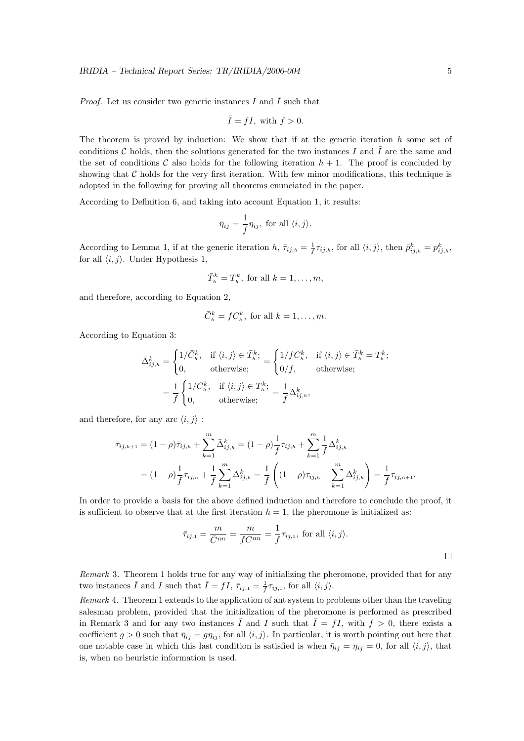*Proof.* Let us consider two generic instances $I$ and $\bar{I}$ such that

$$\bar{I} = fI, \text{ with } f > 0.$$

The theorem is proved by induction: We show that if at the generic iteration $h$ some set of conditions $\mathcal{C}$ holds, then the solutions generated for the two instances $I$ and $\bar{I}$ are the same and the set of conditions $\mathcal{C}$ also holds for the following iteration $h+1$. The proof is concluded by showing that $\mathcal{C}$ holds for the very first iteration. With few minor modifications, this technique is adopted in the following for proving all theorems enunciated in the paper.

According to Definition 6, and taking into account Equation 1, it results:

$$\bar{\eta}_{ij} = \frac{1}{f}\eta_{ij}, \text{ for all } \langle i, j\rangle.$$

According to Lemma 1, if at the generic iteration $h$, $\bar{\tau}_{ij,h} = \frac{1}{f}\tau_{ij,h}$, for all $\langle i, j\rangle$, then $\bar{p}^k_{ij,h} = p^k_{ij,h}$, for all $\langle i, j\rangle$. Under Hypothesis 1,

$$\bar{T}^k_h = T^k_h, \text{ for all } k = 1, \dots, m,$$

and therefore, according to Equation 2,

$$\bar{C}^k_h = fC^k_h, \text{ for all } k = 1, \dots, m.$$

According to Equation 3:

$$\begin{aligned}
\bar{\Delta}^k_{ij,h} &= \begin{cases} 1/\bar{C}^k_h, & \text{if } \langle i, j\rangle \in \bar{T}^k_h; \\ 0, & \text{otherwise;} \end{cases} = \begin{cases} 1/fC^k_h, & \text{if } \langle i, j\rangle \in \bar{T}^k_h = T^k_h; \\ 0/f, & \text{otherwise;} \end{cases} \\
&= \frac{1}{f}\begin{cases} 1/C^k_h, & \text{if } \langle i, j\rangle \in T^k_h; \\ 0, & \text{otherwise;} \end{cases} = \frac{1}{f}\Delta^k_{ij,h},
\end{aligned}$$

and therefore, for any arc $\langle i, j\rangle$ :

$$\begin{aligned}
\bar{\tau}_{ij,h+1} &= (1-\rho)\bar{\tau}_{ij,h} + \sum_{k=1}^{m}\bar{\Delta}^k_{ij,h} = (1-\rho)\frac{1}{f}\tau_{ij,h} + \sum_{k=1}^{m}\frac{1}{f}\Delta^k_{ij,h} \\
&= (1-\rho)\frac{1}{f}\tau_{ij,h} + \frac{1}{f}\sum_{k=1}^{m}\Delta^k_{ij,h} = \frac{1}{f}\left((1-\rho)\tau_{ij,h} + \sum_{k=1}^{m}\Delta^k_{ij,h}\right) = \frac{1}{f}\tau_{ij,h+1}.
\end{aligned}$$

In order to provide a basis for the above defined induction and therefore to conclude the proof, it is sufficient to observe that at the first iteration $h = 1$, the pheromone is initialized as:

$$\bar{\tau}_{ij,1} = \frac{m}{\bar{C}^{nn}} = \frac{m}{fC^{nn}} = \frac{1}{f}\tau_{ij,1}, \text{ for all } \langle i, j\rangle.$$

□

*Remark* 3. Theorem 1 holds true for any way of initializing the pheromone, provided that for any two instances $\bar{I}$ and $I$ such that $\bar{I} = fI$, $\bar{\tau}_{ij,1} = \frac{1}{f}\tau_{ij,1}$, for all $\langle i, j\rangle$.

*Remark* 4. Theorem 1 extends to the application of ant system to problems other than the traveling salesman problem, provided that the initialization of the pheromone is performed as prescribed in Remark 3 and for any two instances $\bar{I}$ and $I$ such that $\bar{I} = fI$, with $f > 0$, there exists a coefficient $g > 0$ such that $\bar{\eta}_{ij} = g\eta_{ij}$, for all $\langle i, j\rangle$. In particular, it is worth pointing out here that one notable case in which this last condition is satisfied is when $\bar{\eta}_{ij} = \eta_{ij} = 0$, for all $\langle i, j\rangle$, that is, when no heuristic information is used.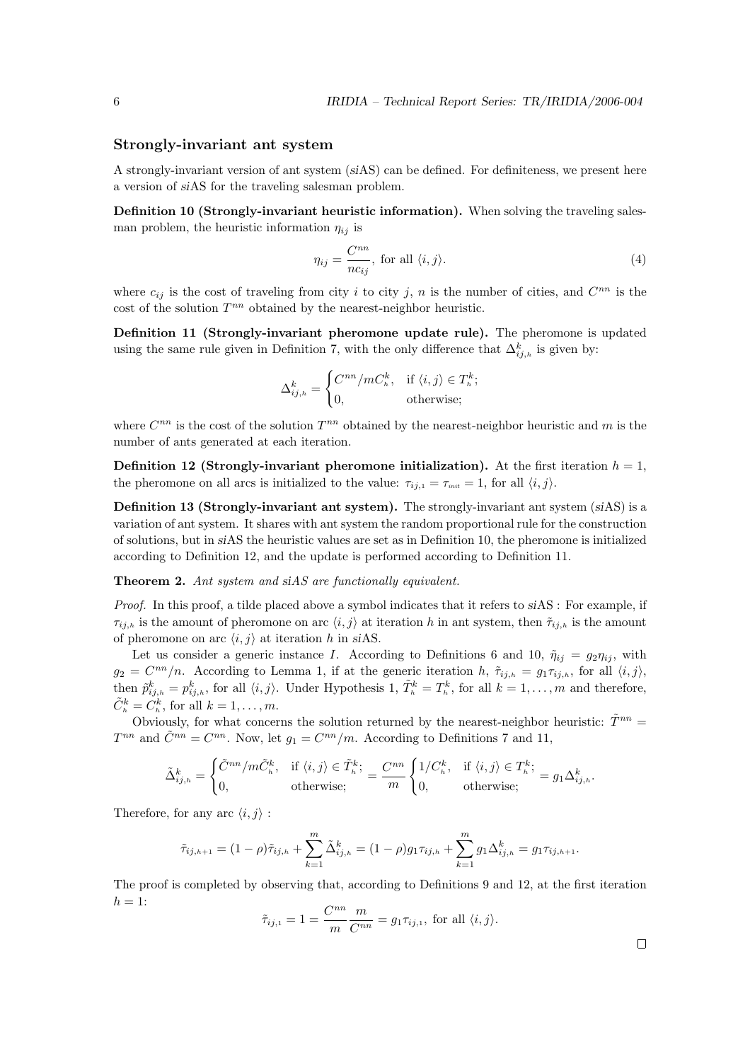### Strongly-invariant ant system

A strongly-invariant version of ant system (*si*AS) can be defined. For definiteness, we present here a version of *si*AS for the traveling salesman problem.

**Definition 10 (Strongly-invariant heuristic information).** When solving the traveling salesman problem, the heuristic information $\eta_{ij}$ is

$$\eta_{ij} = \frac{C^{nn}}{nc_{ij}}, \text{ for all } \langle i, j \rangle. \tag{4}$$

where $c_{ij}$ is the cost of traveling from city $i$ to city $j$, $n$ is the number of cities, and $C^{nn}$ is the cost of the solution $T^{nn}$ obtained by the nearest-neighbor heuristic.

**Definition 11 (Strongly-invariant pheromone update rule).** The pheromone is updated using the same rule given in Definition 7, with the only difference that $\Delta^k_{ij,h}$ is given by:

$$\Delta^k_{ij,h} = \begin{cases} C^{nn}/mC^k_h, & \text{if } \langle i, j \rangle \in T^k_h; \\ 0, & \text{otherwise;} \end{cases}$$

where $C^{nn}$ is the cost of the solution $T^{nn}$ obtained by the nearest-neighbor heuristic and $m$ is the number of ants generated at each iteration.

**Definition 12 (Strongly-invariant pheromone initialization).** At the first iteration $h = 1$, the pheromone on all arcs is initialized to the value: $\tau_{ij,1} = \tau_{init} = 1$, for all $\langle i, j \rangle$.

**Definition 13 (Strongly-invariant ant system).** The strongly-invariant ant system (*si*AS) is a variation of ant system. It shares with ant system the random proportional rule for the construction of solutions, but in *si*AS the heuristic values are set as in Definition 10, the pheromone is initialized according to Definition 12, and the update is performed according to Definition 11.

**Theorem 2.** *Ant system and siAS are functionally equivalent.*

*Proof.* In this proof, a tilde placed above a symbol indicates that it refers to *si*AS : For example, if $\tau_{ij,h}$ is the amount of pheromone on arc $\langle i, j \rangle$ at iteration $h$ in ant system, then $\tilde{\tau}_{ij,h}$ is the amount of pheromone on arc $\langle i, j \rangle$ at iteration $h$ in *si*AS.

Let us consider a generic instance $I$. According to Definitions 6 and 10, $\tilde{\eta}_{ij} = g_2\eta_{ij}$, with $g_2 = C^{nn}/n$. According to Lemma 1, if at the generic iteration $h$, $\tilde{\tau}_{ij,h} = g_1\tau_{ij,h}$, for all $\langle i, j \rangle$, then $\tilde{p}^k_{ij,h} = p^k_{ij,h}$, for all $\langle i, j \rangle$. Under Hypothesis 1, $\tilde{T}^k_h = T^k_h$, for all $k = 1, \dots, m$ and therefore, $\tilde{C}^k_h = C^k_h$, for all $k = 1, \dots, m$.

Obviously, for what concerns the solution returned by the nearest-neighbor heuristic: $\tilde{T}^{nn} = T^{nn}$ and $\tilde{C}^{nn} = C^{nn}$. Now, let $g_1 = C^{nn}/m$. According to Definitions 7 and 11,

$$\tilde{\Delta}^k_{ij,h} = \begin{cases} \tilde{C}^{nn}/m\tilde{C}^k_h, & \text{if } \langle i, j \rangle \in \tilde{T}^k_h; \\ 0, & \text{otherwise;} \end{cases} = \frac{C^{nn}}{m} \begin{cases} 1/C^k_h, & \text{if } \langle i, j \rangle \in T^k_h; \\ 0, & \text{otherwise;} \end{cases} = g_1\Delta^k_{ij,h}.$$

Therefore, for any arc $\langle i, j \rangle$ :

$$\tilde{\tau}_{ij,h+1} = (1-\rho)\tilde{\tau}_{ij,h} + \sum_{k=1}^{m} \tilde{\Delta}^k_{ij,h} = (1-\rho)g_1\tau_{ij,h} + \sum_{k=1}^{m} g_1\Delta^k_{ij,h} = g_1\tau_{ij,h+1}.$$

The proof is completed by observing that, according to Definitions 9 and 12, at the first iteration $h = 1$:

$$\tilde{\tau}_{ij,1} = 1 = \frac{C^{nn}}{m}\frac{m}{C^{nn}} = g_1\tau_{ij,1}, \text{ for all } \langle i, j \rangle.$$

□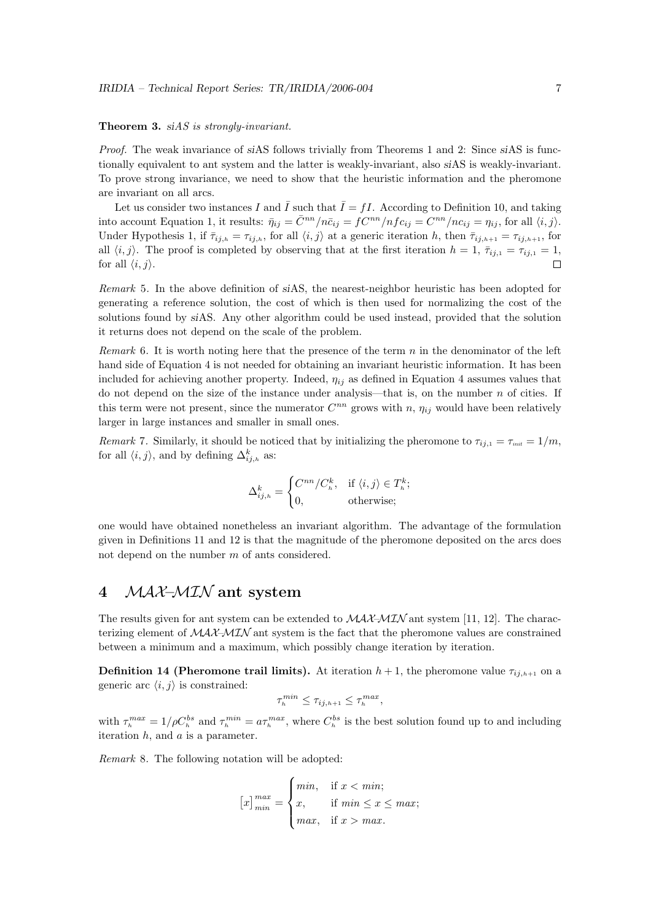**Theorem 3.** *siAS is strongly-invariant.*

*Proof.* The weak invariance of *si*AS follows trivially from Theorems 1 and 2: Since *si*AS is functionally equivalent to ant system and the latter is weakly-invariant, also *si*AS is weakly-invariant. To prove strong invariance, we need to show that the heuristic information and the pheromone are invariant on all arcs.

Let us consider two instances $I$ and $\bar{I}$ such that $\bar{I} = fI$. According to Definition 10, and taking into account Equation 1, it results: $\bar{\eta}_{ij} = \bar{C}^{nn}/n\bar{c}_{ij} = fC^{nn}/nfc_{ij} = C^{nn}/nc_{ij} = \eta_{ij}$, for all $\langle i, j \rangle$. Under Hypothesis 1, if $\bar{\tau}_{ij,h} = \tau_{ij,h}$, for all $\langle i, j \rangle$ at a generic iteration $h$, then $\bar{\tau}_{ij,h+1} = \tau_{ij,h+1}$, for all $\langle i, j \rangle$. The proof is completed by observing that at the first iteration $h = 1$, $\bar{\tau}_{ij,1} = \tau_{ij,1} = 1$, for all $\langle i, j \rangle$. $\square$

*Remark* 5. In the above definition of *si*AS, the nearest-neighbor heuristic has been adopted for generating a reference solution, the cost of which is then used for normalizing the cost of the solutions found by *si*AS. Any other algorithm could be used instead, provided that the solution it returns does not depend on the scale of the problem.

*Remark* 6. It is worth noting here that the presence of the term $n$ in the denominator of the left hand side of Equation 4 is not needed for obtaining an invariant heuristic information. It has been included for achieving another property. Indeed, $\eta_{ij}$ as defined in Equation 4 assumes values that do not depend on the size of the instance under analysis—that is, on the number $n$ of cities. If this term were not present, since the numerator $C^{nn}$ grows with $n$, $\eta_{ij}$ would have been relatively larger in large instances and smaller in small ones.

*Remark* 7. Similarly, it should be noticed that by initializing the pheromone to $\tau_{ij,1} = \tau_{init} = 1/m$, for all $\langle i, j \rangle$, and by defining $\Delta^k_{ij,h}$ as:

$$\Delta^k_{ij,h} = \begin{cases} C^{nn}/C^k_h, & \text{if } \langle i, j \rangle \in T^k_h; \\ 0, & \text{otherwise;} \end{cases}$$

one would have obtained nonetheless an invariant algorithm. The advantage of the formulation given in Definitions 11 and 12 is that the magnitude of the pheromone deposited on the arcs does not depend on the number $m$ of ants considered.

# 4 $\mathcal{MAX}$–$\mathcal{MIN}$ ant system

The results given for ant system can be extended to $\mathcal{MAX}$–$\mathcal{MIN}$ ant system [11, 12]. The characterizing element of $\mathcal{MAX}$–$\mathcal{MIN}$ ant system is the fact that the pheromone values are constrained between a minimum and a maximum, which possibly change iteration by iteration.

**Definition 14 (Pheromone trail limits).** At iteration $h + 1$, the pheromone value $\tau_{ij,h+1}$ on a generic arc $\langle i, j \rangle$ is constrained:

$$\tau^{min}_h \leq \tau_{ij,h+1} \leq \tau^{max}_h,$$

with $\tau^{max}_h = 1/\rho C^{bs}_h$ and $\tau^{min}_h = a\tau^{max}_h$, where $C^{bs}_h$ is the best solution found up to and including iteration $h$, and $a$ is a parameter.

*Remark* 8. The following notation will be adopted:

$$[x]^{\,max}_{\,min} = \begin{cases} min, & \text{if } x < min; \\ x, & \text{if } min \leq x \leq max; \\ max, & \text{if } x > max. \end{cases}$$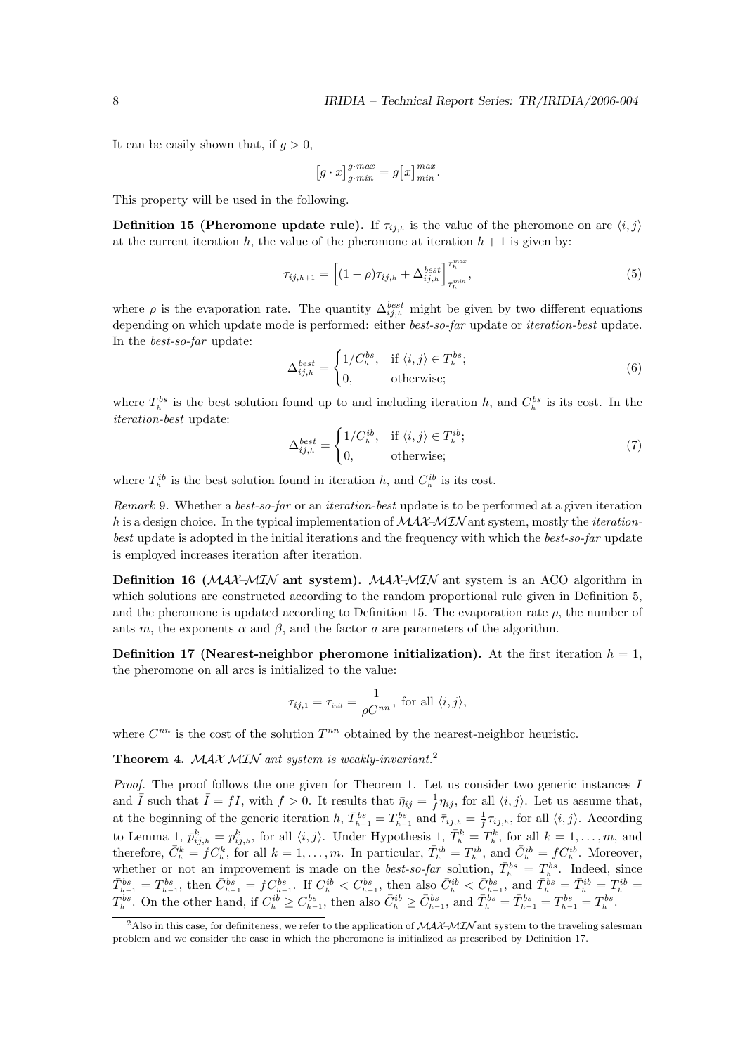It can be easily shown that, if $g > 0$,

$$\big[g \cdot x\big]_{g \cdot min}^{g \cdot max} = g\big[x\big]_{min}^{max}.$$

This property will be used in the following.

**Definition 15 (Pheromone update rule).** If $\tau_{ij,h}$ is the value of the pheromone on arc $\langle i, j \rangle$ at the current iteration $h$, the value of the pheromone at iteration $h+1$ is given by:

$$\tau_{ij,h+1} = \Big[(1-\rho)\tau_{ij,h} + \Delta_{ij,h}^{best}\Big]_{\tau_h^{min}}^{\tau_h^{max}}, \tag{5}$$

where $\rho$ is the evaporation rate. The quantity $\Delta_{ij,h}^{best}$ might be given by two different equations depending on which update mode is performed: either *best-so-far* update or *iteration-best* update. In the *best-so-far* update:

$$\Delta_{ij,h}^{best} = \begin{cases} 1/C_h^{bs}, & \text{if } \langle i, j \rangle \in T_h^{bs}; \\ 0, & \text{otherwise;} \end{cases} \tag{6}$$

where $T_h^{bs}$ is the best solution found up to and including iteration $h$, and $C_h^{bs}$ is its cost. In the *iteration-best* update:

$$\Delta_{ij,h}^{best} = \begin{cases} 1/C_h^{ib}, & \text{if } \langle i, j \rangle \in T_h^{ib}; \\ 0, & \text{otherwise;} \end{cases} \tag{7}$$

where $T_h^{ib}$ is the best solution found in iteration $h$, and $C_h^{ib}$ is its cost.

*Remark* 9. Whether a *best-so-far* or an *iteration-best* update is to be performed at a given iteration $h$ is a design choice. In the typical implementation of $\mathcal{MAX}$-$\mathcal{MIN}$ ant system, mostly the *iteration-best* update is adopted in the initial iterations and the frequency with which the *best-so-far* update is employed increases iteration after iteration.

**Definition 16 ($\mathcal{MAX}$-$\mathcal{MIN}$ ant system).** $\mathcal{MAX}$-$\mathcal{MIN}$ ant system is an ACO algorithm in which solutions are constructed according to the random proportional rule given in Definition 5, and the pheromone is updated according to Definition 15. The evaporation rate $\rho$, the number of ants $m$, the exponents $\alpha$ and $\beta$, and the factor $a$ are parameters of the algorithm.

**Definition 17 (Nearest-neighbor pheromone initialization).** At the first iteration $h = 1$, the pheromone on all arcs is initialized to the value:

$$\tau_{ij,1} = \tau_{init} = \frac{1}{\rho C^{nn}}, \text{ for all } \langle i, j \rangle,$$

where $C^{nn}$ is the cost of the solution $T^{nn}$ obtained by the nearest-neighbor heuristic.

**Theorem 4.** *$\mathcal{MAX}$-$\mathcal{MIN}$ ant system is weakly-invariant.*[2]

*Proof.* The proof follows the one given for Theorem 1. Let us consider two generic instances $I$ and $\bar{I}$ such that $\bar{I} = fI$, with $f > 0$. It results that $\bar{\eta}_{ij} = \frac{1}{f}\eta_{ij}$, for all $\langle i, j \rangle$. Let us assume that, at the beginning of the generic iteration $h$, $\bar{T}_{h-1}^{bs} = T_{h-1}^{bs}$ and $\bar{\tau}_{ij,h} = \frac{1}{f}\tau_{ij,h}$, for all $\langle i, j \rangle$. According to Lemma 1, $\bar{p}_{ij,h}^k = p_{ij,h}^k$, for all $\langle i, j \rangle$. Under Hypothesis 1, $\bar{T}_h^k = T_h^k$, for all $k = 1, \ldots, m$, and therefore, $\bar{C}_h^k = fC_h^k$, for all $k = 1, \ldots, m$. In particular, $\bar{T}_h^{ib} = T_h^{ib}$, and $\bar{C}_h^{ib} = fC_h^{ib}$. Moreover, whether or not an improvement is made on the *best-so-far* solution, $\bar{T}_h^{bs} = T_h^{bs}$. Indeed, since $\bar{T}_{h-1}^{bs} = T_{h-1}^{bs}$, then $\bar{C}_{h-1}^{bs} = fC_{h-1}^{bs}$. If $C_h^{ib} < C_{h-1}^{bs}$, then also $\bar{C}_h^{ib} < \bar{C}_{h-1}^{bs}$, and $\bar{T}_h^{bs} = \bar{T}_h^{ib} = T_h^{ib} = T_h^{bs}$. On the other hand, if $C_h^{ib} \geq C_{h-1}^{bs}$, then also $\bar{C}_h^{ib} \geq \bar{C}_{h-1}^{bs}$, and $\bar{T}_h^{bs} = \bar{T}_{h-1}^{bs} = T_{h-1}^{bs} = T_h^{bs}$.

[2] Also in this case, for definiteness, we refer to the application of $\mathcal{MAX}$-$\mathcal{MIN}$ ant system to the traveling salesman problem and we consider the case in which the pheromone is initialized as prescribed by Definition 17.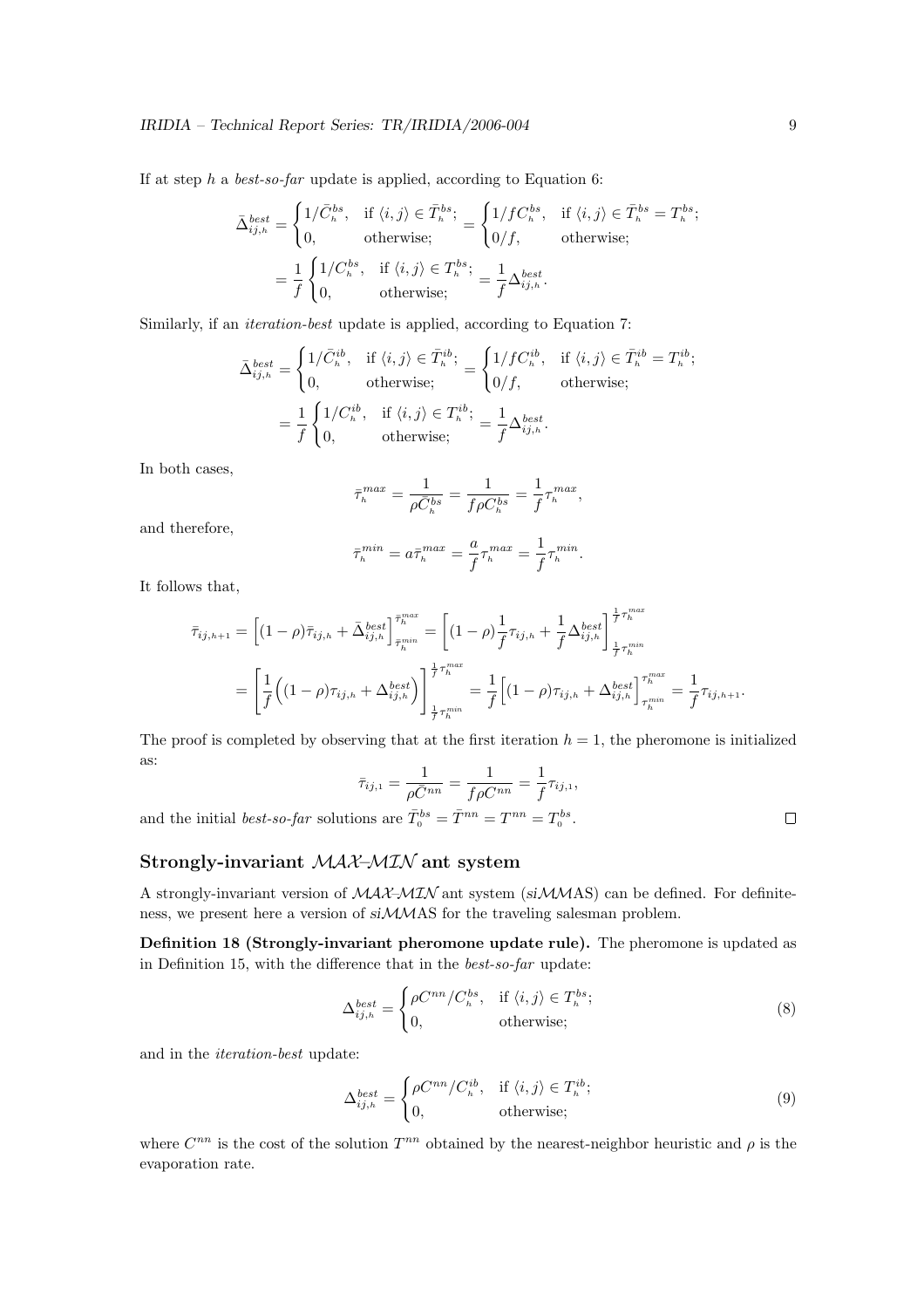If at step $h$ a *best-so-far* update is applied, according to Equation 6:

$$\bar{\Delta}^{best}_{ij,h} = \begin{cases} 1/\bar{C}^{bs}_h, & \text{if } \langle i,j\rangle \in \bar{T}^{bs}_h; \\ 0, & \text{otherwise;} \end{cases} = \begin{cases} 1/fC^{bs}_h, & \text{if } \langle i,j\rangle \in \bar{T}^{bs}_h = T^{bs}_h; \\ 0/f, & \text{otherwise;} \end{cases}$$

$$= \frac{1}{f}\begin{cases} 1/C^{bs}_h, & \text{if } \langle i,j\rangle \in T^{bs}_h; \\ 0, & \text{otherwise;} \end{cases} = \frac{1}{f}\Delta^{best}_{ij,h}.$$

Similarly, if an *iteration-best* update is applied, according to Equation 7:

$$\bar{\Delta}^{best}_{ij,h} = \begin{cases} 1/\bar{C}^{ib}_h, & \text{if } \langle i,j\rangle \in \bar{T}^{ib}_h; \\ 0, & \text{otherwise;} \end{cases} = \begin{cases} 1/fC^{ib}_h, & \text{if } \langle i,j\rangle \in \bar{T}^{ib}_h = T^{ib}_h; \\ 0/f, & \text{otherwise;} \end{cases}$$

$$= \frac{1}{f}\begin{cases} 1/C^{ib}_h, & \text{if } \langle i,j\rangle \in T^{ib}_h; \\ 0, & \text{otherwise;} \end{cases} = \frac{1}{f}\Delta^{best}_{ij,h}.$$

In both cases,

$$\bar{\tau}^{max}_h = \frac{1}{\rho\bar{C}^{bs}_h} = \frac{1}{f\rho C^{bs}_h} = \frac{1}{f}\tau^{max}_h,$$

and therefore,

$$\bar{\tau}^{min}_h = a\bar{\tau}^{max}_h = \frac{a}{f}\tau^{max}_h = \frac{1}{f}\tau^{min}_h.$$

It follows that,

$$\bar{\tau}_{ij,h+1} = \Big[(1-\rho)\bar{\tau}_{ij,h} + \bar{\Delta}^{best}_{ij,h}\Big]^{\bar{\tau}^{max}_h}_{\bar{\tau}^{min}_h} = \left[(1-\rho)\frac{1}{f}\tau_{ij,h} + \frac{1}{f}\Delta^{best}_{ij,h}\right]^{\frac{1}{f}\tau^{max}_h}_{\frac{1}{f}\tau^{min}_h}$$

$$= \left[\frac{1}{f}\Big((1-\rho)\tau_{ij,h} + \Delta^{best}_{ij,h}\Big)\right]^{\frac{1}{f}\tau^{max}_h}_{\frac{1}{f}\tau^{min}_h} = \frac{1}{f}\Big[(1-\rho)\tau_{ij,h} + \Delta^{best}_{ij,h}\Big]^{\tau^{max}_h}_{\tau^{min}_h} = \frac{1}{f}\tau_{ij,h+1}.$$

The proof is completed by observing that at the first iteration $h = 1$, the pheromone is initialized as:

$$\bar{\tau}_{ij,1} = \frac{1}{\rho\bar{C}^{nn}} = \frac{1}{f\rho C^{nn}} = \frac{1}{f}\tau_{ij,1},$$

and the initial *best-so-far* solutions are $\bar{T}^{bs}_0 = \bar{T}^{nn} = T^{nn} = T^{bs}_0$. □

## Strongly-invariant $\mathcal{MAX}$–$\mathcal{MIN}$ ant system

A strongly-invariant version of $\mathcal{MAX}$–$\mathcal{MIN}$ ant system (*si*$\mathcal{MM}$AS) can be defined. For definiteness, we present here a version of *si*$\mathcal{MM}$AS for the traveling salesman problem.

**Definition 18 (Strongly-invariant pheromone update rule).** The pheromone is updated as in Definition 15, with the difference that in the *best-so-far* update:

$$\Delta^{best}_{ij,h} = \begin{cases} \rho C^{nn}/C^{bs}_h, & \text{if } \langle i,j\rangle \in T^{bs}_h; \\ 0, & \text{otherwise;} \end{cases} \tag{8}$$

and in the *iteration-best* update:

$$\Delta^{best}_{ij,h} = \begin{cases} \rho C^{nn}/C^{ib}_h, & \text{if } \langle i,j\rangle \in T^{ib}_h; \\ 0, & \text{otherwise;} \end{cases} \tag{9}$$

where $C^{nn}$ is the cost of the solution $T^{nn}$ obtained by the nearest-neighbor heuristic and $\rho$ is the evaporation rate.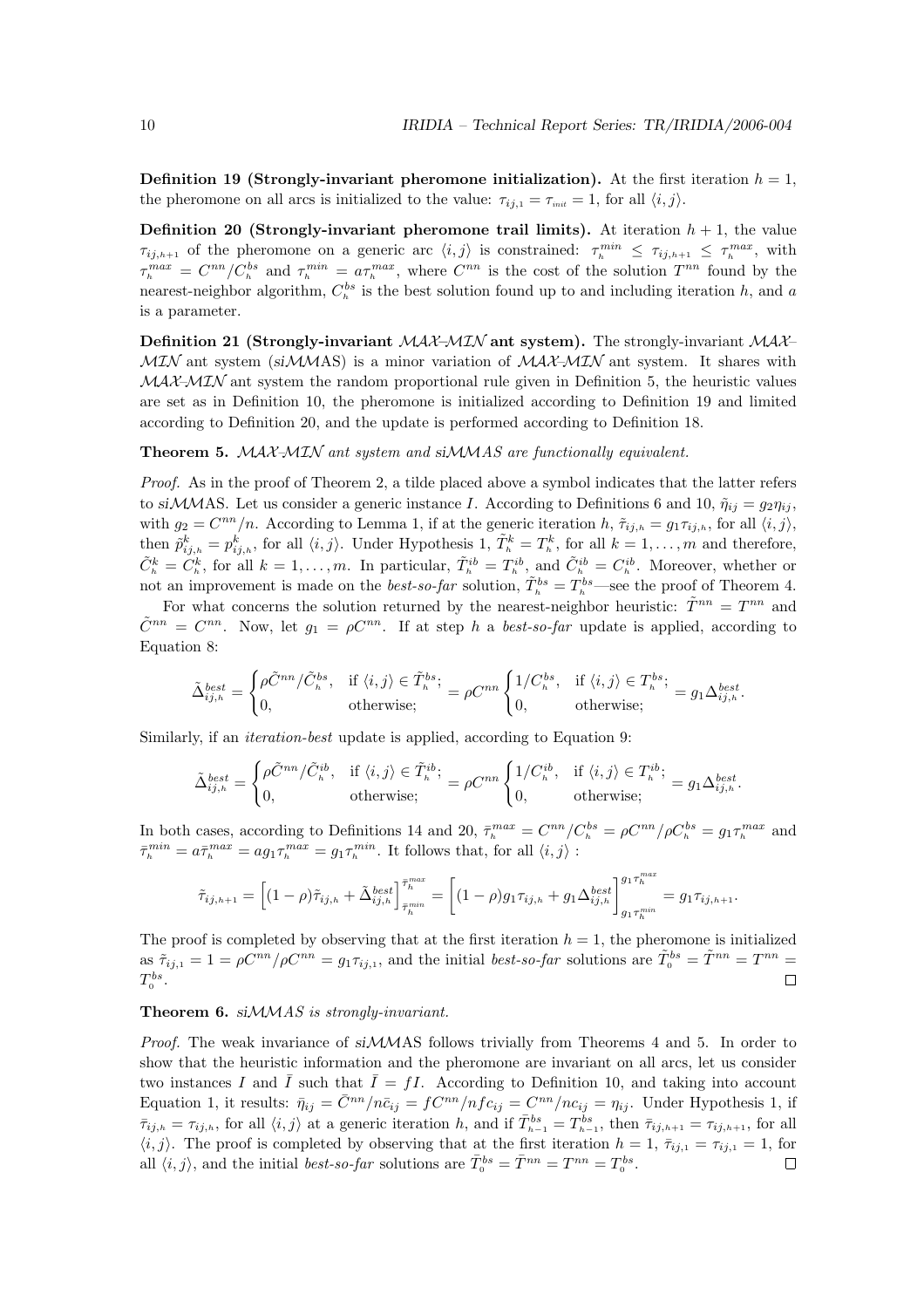**Definition 19 (Strongly-invariant pheromone initialization).** At the first iteration $h = 1$, the pheromone on all arcs is initialized to the value: $\tau_{ij,1} = \tau_{init} = 1$, for all $\langle i, j\rangle$.

**Definition 20 (Strongly-invariant pheromone trail limits).** At iteration $h + 1$, the value $\tau_{ij,h+1}$ of the pheromone on a generic arc $\langle i, j\rangle$ is constrained: $\tau_h^{min} \leq \tau_{ij,h+1} \leq \tau_h^{max}$, with $\tau_h^{max} = C^{nn}/C_h^{bs}$ and $\tau_h^{min} = a\tau_h^{max}$, where $C^{nn}$ is the cost of the solution $T^{nn}$ found by the nearest-neighbor algorithm, $C_h^{bs}$ is the best solution found up to and including iteration $h$, and $a$ is a parameter.

**Definition 21 (Strongly-invariant $\mathcal{MAX}$–$\mathcal{MIN}$ ant system).** The strongly-invariant $\mathcal{MAX}$–$\mathcal{MIN}$ ant system (si$\mathcal{MM}$AS) is a minor variation of $\mathcal{MAX}$-$\mathcal{MIN}$ ant system. It shares with $\mathcal{MAX}$-$\mathcal{MIN}$ ant system the random proportional rule given in Definition 5, the heuristic values are set as in Definition 10, the pheromone is initialized according to Definition 19 and limited according to Definition 20, and the update is performed according to Definition 18.

**Theorem 5.** *$\mathcal{MAX}$-$\mathcal{MIN}$ ant system and si$\mathcal{MM}$AS are functionally equivalent.*

*Proof.* As in the proof of Theorem 2, a tilde placed above a symbol indicates that the latter refers to si$\mathcal{MM}$AS. Let us consider a generic instance $I$. According to Definitions 6 and 10, $\tilde{\eta}_{ij} = g_2\eta_{ij}$, with $g_2 = C^{nn}/n$. According to Lemma 1, if at the generic iteration $h$, $\tilde{\tau}_{ij,h} = g_1\tau_{ij,h}$, for all $\langle i, j\rangle$, then $\tilde{p}_{ij,h}^k = p_{ij,h}^k$, for all $\langle i, j\rangle$. Under Hypothesis 1, $\tilde{T}_h^k = T_h^k$, for all $k = 1, \ldots, m$ and therefore, $\tilde{C}_h^k = C_h^k$, for all $k = 1, \ldots, m$. In particular, $\tilde{T}_h^{ib} = T_h^{ib}$, and $\tilde{C}_h^{ib} = C_h^{ib}$. Moreover, whether or not an improvement is made on the *best-so-far* solution, $\tilde{T}_h^{bs} = T_h^{bs}$—see the proof of Theorem 4.

For what concerns the solution returned by the nearest-neighbor heuristic: $\tilde{T}^{nn} = T^{nn}$ and $\tilde{C}^{nn} = C^{nn}$. Now, let $g_1 = \rho C^{nn}$. If at step $h$ a *best-so-far* update is applied, according to Equation 8:

$$\tilde{\Delta}_{ij,h}^{best} = \begin{cases} \rho\tilde{C}^{nn}/\tilde{C}_h^{bs}, & \text{if } \langle i, j\rangle \in \tilde{T}_h^{bs}; \\ 0, & \text{otherwise}; \end{cases} = \rho C^{nn} \begin{cases} 1/C_h^{bs}, & \text{if } \langle i, j\rangle \in T_h^{bs}; \\ 0, & \text{otherwise}; \end{cases} = g_1\Delta_{ij,h}^{best}.$$

Similarly, if an *iteration-best* update is applied, according to Equation 9:

$$\tilde{\Delta}_{ij,h}^{best} = \begin{cases} \rho\tilde{C}^{nn}/\tilde{C}_h^{ib}, & \text{if } \langle i, j\rangle \in \tilde{T}_h^{ib}; \\ 0, & \text{otherwise}; \end{cases} = \rho C^{nn} \begin{cases} 1/C_h^{ib}, & \text{if } \langle i, j\rangle \in T_h^{ib}; \\ 0, & \text{otherwise}; \end{cases} = g_1\Delta_{ij,h}^{best}.$$

In both cases, according to Definitions 14 and 20, $\bar{\tau}_h^{max} = C^{nn}/C_h^{bs} = \rho C^{nn}/\rho C_h^{bs} = g_1\tau_h^{max}$ and $\bar{\tau}_h^{min} = a\bar{\tau}_h^{max} = ag_1\tau_h^{max} = g_1\tau_h^{min}$. It follows that, for all $\langle i, j\rangle$ :

$$\tilde{\tau}_{ij,h+1} = \Big[(1-\rho)\tilde{\tau}_{ij,h} + \tilde{\Delta}_{ij,h}^{best}\Big]_{\bar{\tau}_h^{min}}^{\bar{\tau}_h^{max}} = \Big[(1-\rho)g_1\tau_{ij,h} + g_1\Delta_{ij,h}^{best}\Big]_{g_1\tau_h^{min}}^{g_1\tau_h^{max}} = g_1\tau_{ij,h+1}.$$

The proof is completed by observing that at the first iteration $h = 1$, the pheromone is initialized as $\tilde{\tau}_{ij,1} = 1 = \rho C^{nn}/\rho C^{nn} = g_1\tau_{ij,1}$, and the initial *best-so-far* solutions are $\tilde{T}_0^{bs} = \tilde{T}^{nn} = T^{nn} = T_0^{bs}$. $\square$

**Theorem 6.** *si$\mathcal{MM}$AS is strongly-invariant.*

*Proof.* The weak invariance of si$\mathcal{MM}$AS follows trivially from Theorems 4 and 5. In order to show that the heuristic information and the pheromone are invariant on all arcs, let us consider two instances $I$ and $\bar{I}$ such that $\bar{I} = fI$. According to Definition 10, and taking into account Equation 1, it results: $\bar{\eta}_{ij} = \bar{C}^{nn}/n\bar{c}_{ij} = fC^{nn}/nfc_{ij} = C^{nn}/nc_{ij} = \eta_{ij}$. Under Hypothesis 1, if $\bar{\tau}_{ij,h} = \tau_{ij,h}$, for all $\langle i, j\rangle$ at a generic iteration $h$, and if $\bar{T}_{h-1}^{bs} = T_{h-1}^{bs}$, then $\bar{\tau}_{ij,h+1} = \tau_{ij,h+1}$, for all $\langle i, j\rangle$. The proof is completed by observing that at the first iteration $h = 1$, $\bar{\tau}_{ij,1} = \tau_{ij,1} = 1$, for all $\langle i, j\rangle$, and the initial *best-so-far* solutions are $\bar{T}_0^{bs} = \bar{T}^{nn} = T^{nn} = T_0^{bs}$. $\square$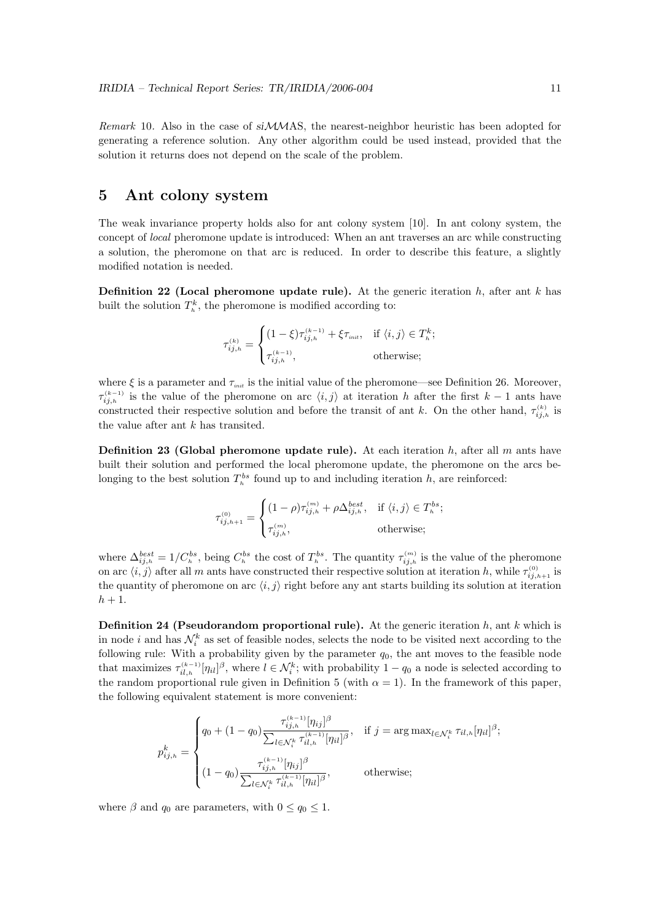*Remark* 10. Also in the case of si$\mathcal{MM}$AS, the nearest-neighbor heuristic has been adopted for generating a reference solution. Any other algorithm could be used instead, provided that the solution it returns does not depend on the scale of the problem.

## 5 Ant colony system

The weak invariance property holds also for ant colony system [10]. In ant colony system, the concept of *local* pheromone update is introduced: When an ant traverses an arc while constructing a solution, the pheromone on that arc is reduced. In order to describe this feature, a slightly modified notation is needed.

**Definition 22 (Local pheromone update rule).** At the generic iteration $h$, after ant $k$ has built the solution $T^k_{h}$, the pheromone is modified according to:

$$\tau^{(k)}_{ij,h} = \begin{cases} (1-\xi)\tau^{(k-1)}_{ij,h} + \xi\tau_{init}, & \text{if } \langle i,j\rangle \in T^k_{h}; \\ \tau^{(k-1)}_{ij,h}, & \text{otherwise;} \end{cases}$$

where $\xi$ is a parameter and $\tau_{init}$ is the initial value of the pheromone—see Definition 26. Moreover, $\tau^{(k-1)}_{ij,h}$ is the value of the pheromone on arc $\langle i,j\rangle$ at iteration $h$ after the first $k-1$ ants have constructed their respective solution and before the transit of ant $k$. On the other hand, $\tau^{(k)}_{ij,h}$ is the value after ant $k$ has transited.

**Definition 23 (Global pheromone update rule).** At each iteration $h$, after all $m$ ants have built their solution and performed the local pheromone update, the pheromone on the arcs belonging to the best solution $T^{bs}_{h}$ found up to and including iteration $h$, are reinforced:

$$\tau^{(0)}_{ij,h+1} = \begin{cases} (1-\rho)\tau^{(m)}_{ij,h} + \rho\Delta^{best}_{ij,h}, & \text{if } \langle i,j\rangle \in T^{bs}_{h}; \\ \tau^{(m)}_{ij,h}, & \text{otherwise;} \end{cases}$$

where $\Delta^{best}_{ij,h} = 1/C^{bs}_{h}$, being $C^{bs}_{h}$ the cost of $T^{bs}_{h}$. The quantity $\tau^{(m)}_{ij,h}$ is the value of the pheromone on arc $\langle i,j\rangle$ after all $m$ ants have constructed their respective solution at iteration $h$, while $\tau^{(0)}_{ij,h+1}$ is the quantity of pheromone on arc $\langle i,j\rangle$ right before any ant starts building its solution at iteration $h+1$.

**Definition 24 (Pseudorandom proportional rule).** At the generic iteration $h$, ant $k$ which is in node $i$ and has $\mathcal{N}^k_i$ as set of feasible nodes, selects the node to be visited next according to the following rule: With a probability given by the parameter $q_0$, the ant moves to the feasible node that maximizes $\tau^{(k-1)}_{il,h}[\eta_{il}]^\beta$, where $l \in \mathcal{N}^k_i$; with probability $1-q_0$ a node is selected according to the random proportional rule given in Definition 5 (with $\alpha = 1$). In the framework of this paper, the following equivalent statement is more convenient:

$$p^k_{ij,h} = \begin{cases} q_0 + (1-q_0)\dfrac{\tau^{(k-1)}_{ij,h}[\eta_{ij}]^\beta}{\sum_{l\in\mathcal{N}^k_i}\tau^{(k-1)}_{il,h}[\eta_{il}]^\beta}, & \text{if } j = \arg\max_{l\in\mathcal{N}^k_i}\tau_{il,h}[\eta_{il}]^\beta; \\ (1-q_0)\dfrac{\tau^{(k-1)}_{ij,h}[\eta_{ij}]^\beta}{\sum_{l\in\mathcal{N}^k_i}\tau^{(k-1)}_{il,h}[\eta_{il}]^\beta}, & \text{otherwise;} \end{cases}$$

where $\beta$ and $q_0$ are parameters, with $0 \leq q_0 \leq 1$.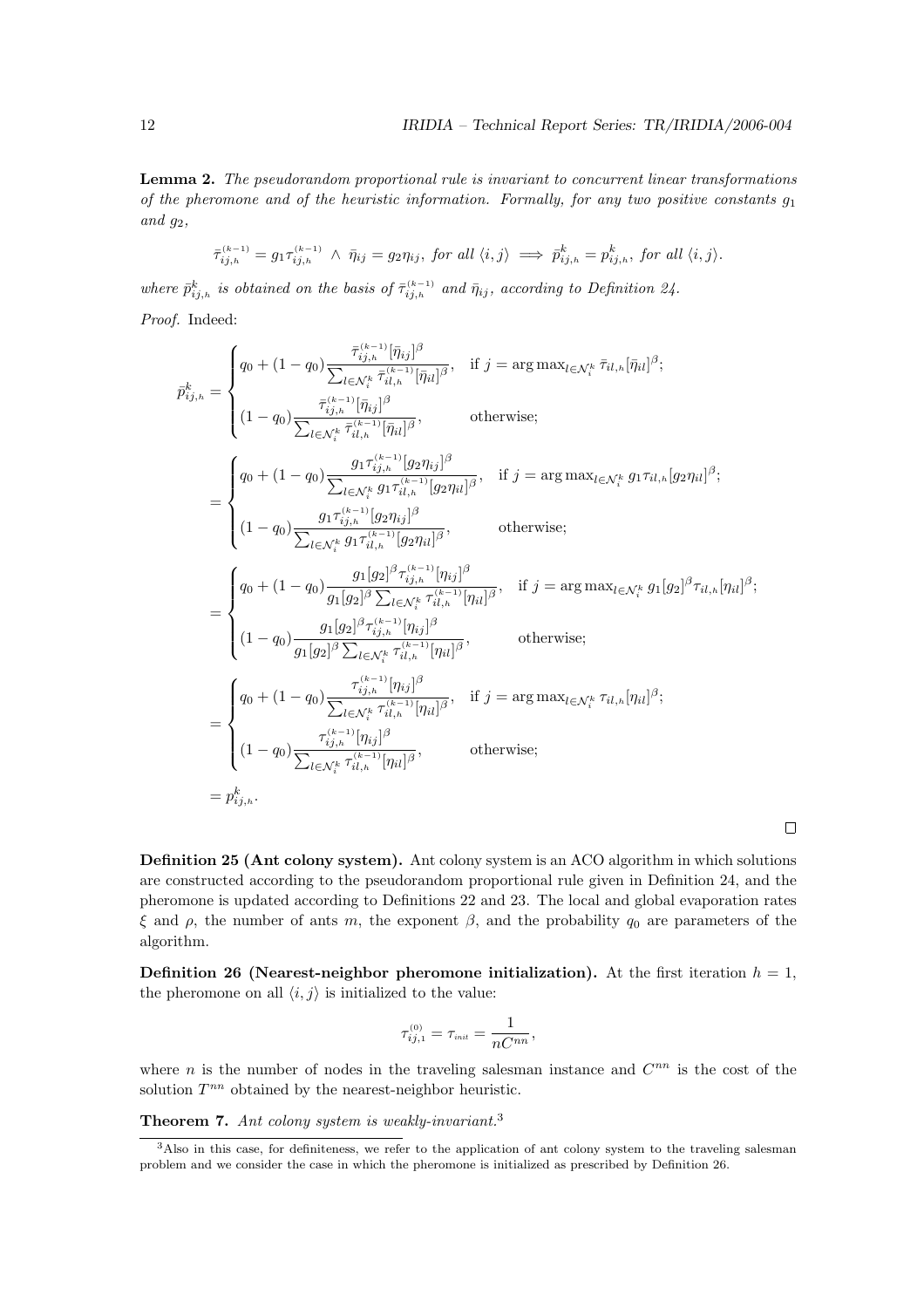**Lemma 2.** *The pseudorandom proportional rule is invariant to concurrent linear transformations of the pheromone and of the heuristic information. Formally, for any two positive constants $g_1$ and $g_2$,*

$$\bar{\tau}_{ij,h}^{(k-1)} = g_1 \tau_{ij,h}^{(k-1)} \; \wedge \; \bar{\eta}_{ij} = g_2 \eta_{ij}, \textit{ for all } \langle i,j \rangle \implies \bar{p}_{ij,h}^{k} = p_{ij,h}^{k}, \textit{ for all } \langle i,j \rangle.$$

*where $\bar{p}_{ij,h}^{k}$ is obtained on the basis of $\bar{\tau}_{ij,h}^{(k-1)}$ and $\bar{\eta}_{ij}$, according to Definition 24.*

*Proof.* Indeed:

$$
\begin{aligned}
\bar{p}_{ij,h}^{k} &= \begin{cases} q_0 + (1-q_0) \dfrac{\bar{\tau}_{ij,h}^{(k-1)} [\bar{\eta}_{ij}]^\beta}{\sum_{l \in \mathcal{N}_i^k} \bar{\tau}_{il,h}^{(k-1)} [\bar{\eta}_{il}]^\beta}, & \text{if } j = \arg\max_{l \in \mathcal{N}_i^k} \bar{\tau}_{il,h} [\bar{\eta}_{il}]^\beta; \\[2ex] (1-q_0) \dfrac{\bar{\tau}_{ij,h}^{(k-1)} [\bar{\eta}_{ij}]^\beta}{\sum_{l \in \mathcal{N}_i^k} \bar{\tau}_{il,h}^{(k-1)} [\bar{\eta}_{il}]^\beta}, & \text{otherwise;} \end{cases} \\[2ex]
&= \begin{cases} q_0 + (1-q_0) \dfrac{g_1 \tau_{ij,h}^{(k-1)} [g_2 \eta_{ij}]^\beta}{\sum_{l \in \mathcal{N}_i^k} g_1 \tau_{il,h}^{(k-1)} [g_2 \eta_{il}]^\beta}, & \text{if } j = \arg\max_{l \in \mathcal{N}_i^k} g_1 \tau_{il,h} [g_2 \eta_{il}]^\beta; \\[2ex] (1-q_0) \dfrac{g_1 \tau_{ij,h}^{(k-1)} [g_2 \eta_{ij}]^\beta}{\sum_{l \in \mathcal{N}_i^k} g_1 \tau_{il,h}^{(k-1)} [g_2 \eta_{il}]^\beta}, & \text{otherwise;} \end{cases} \\[2ex]
&= \begin{cases} q_0 + (1-q_0) \dfrac{g_1 [g_2]^\beta \tau_{ij,h}^{(k-1)} [\eta_{ij}]^\beta}{g_1 [g_2]^\beta \sum_{l \in \mathcal{N}_i^k} \tau_{il,h}^{(k-1)} [\eta_{il}]^\beta}, & \text{if } j = \arg\max_{l \in \mathcal{N}_i^k} g_1 [g_2]^\beta \tau_{il,h} [\eta_{il}]^\beta; \\[2ex] (1-q_0) \dfrac{g_1 [g_2]^\beta \tau_{ij,h}^{(k-1)} [\eta_{ij}]^\beta}{g_1 [g_2]^\beta \sum_{l \in \mathcal{N}_i^k} \tau_{il,h}^{(k-1)} [\eta_{il}]^\beta}, & \text{otherwise;} \end{cases} \\[2ex]
&= \begin{cases} q_0 + (1-q_0) \dfrac{\tau_{ij,h}^{(k-1)} [\eta_{ij}]^\beta}{\sum_{l \in \mathcal{N}_i^k} \tau_{il,h}^{(k-1)} [\eta_{il}]^\beta}, & \text{if } j = \arg\max_{l \in \mathcal{N}_i^k} \tau_{il,h} [\eta_{il}]^\beta; \\[2ex] (1-q_0) \dfrac{\tau_{ij,h}^{(k-1)} [\eta_{ij}]^\beta}{\sum_{l \in \mathcal{N}_i^k} \tau_{il,h}^{(k-1)} [\eta_{il}]^\beta}, & \text{otherwise;} \end{cases} \\[2ex]
&= p_{ij,h}^{k}.
\end{aligned}
$$

□

**Definition 25 (Ant colony system).** Ant colony system is an ACO algorithm in which solutions are constructed according to the pseudorandom proportional rule given in Definition 24, and the pheromone is updated according to Definitions 22 and 23. The local and global evaporation rates $\xi$ and $\rho$, the number of ants $m$, the exponent $\beta$, and the probability $q_0$ are parameters of the algorithm.

**Definition 26 (Nearest-neighbor pheromone initialization).** At the first iteration $h = 1$, the pheromone on all $\langle i,j \rangle$ is initialized to the value:

$$\tau_{ij,1}^{(0)} = \tau_{init} = \frac{1}{nC^{nn}},$$

where $n$ is the number of nodes in the traveling salesman instance and $C^{nn}$ is the cost of the solution $T^{nn}$ obtained by the nearest-neighbor heuristic.

**Theorem 7.** *Ant colony system is weakly-invariant.*[3]

[3] Also in this case, for definiteness, we refer to the application of ant colony system to the traveling salesman problem and we consider the case in which the pheromone is initialized as prescribed by Definition 26.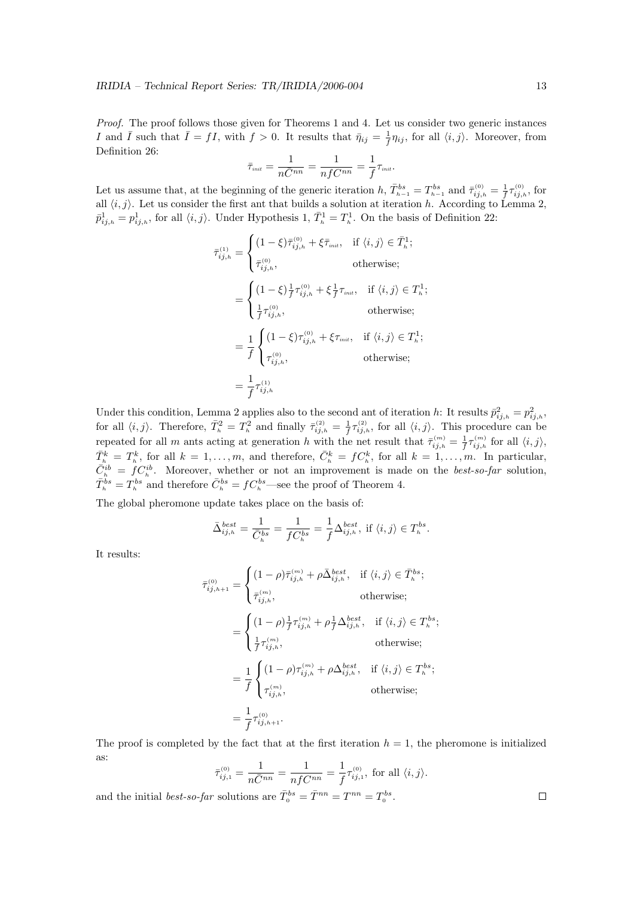*Proof.* The proof follows those given for Theorems 1 and 4. Let us consider two generic instances $I$ and $\bar{I}$ such that $\bar{I} = fI$, with $f > 0$. It results that $\bar{\eta}_{ij} = \frac{1}{f}\eta_{ij}$, for all $\langle i,j \rangle$. Moreover, from Definition 26:

$$\bar{\tau}_{init} = \frac{1}{n\bar{C}^{nn}} = \frac{1}{nfC^{nn}} = \frac{1}{f}\tau_{init}.$$

Let us assume that, at the beginning of the generic iteration $h$, $\bar{T}^{bs}_{h-1} = T^{bs}_{h-1}$ and $\bar{\tau}^{(0)}_{ij,h} = \frac{1}{f}\tau^{(0)}_{ij,h}$, for all $\langle i,j \rangle$. Let us consider the first ant that builds a solution at iteration $h$. According to Lemma 2, $\bar{p}^{1}_{ij,h} = p^{1}_{ij,h}$, for all $\langle i,j \rangle$. Under Hypothesis 1, $\bar{T}^{1}_{h} = T^{1}_{h}$. On the basis of Definition 22:

$$
\begin{aligned}
\bar{\tau}^{(1)}_{ij,h} &= \begin{cases} (1-\xi)\bar{\tau}^{(0)}_{ij,h} + \xi\bar{\tau}_{init}, & \text{if } \langle i,j \rangle \in \bar{T}^{1}_{h}; \\ \bar{\tau}^{(0)}_{ij,h}, & \text{otherwise}; \end{cases} \\
&= \begin{cases} (1-\xi)\frac{1}{f}\tau^{(0)}_{ij,h} + \xi\frac{1}{f}\tau_{init}, & \text{if } \langle i,j \rangle \in T^{1}_{h}; \\ \frac{1}{f}\tau^{(0)}_{ij,h}, & \text{otherwise}; \end{cases} \\
&= \frac{1}{f}\begin{cases} (1-\xi)\tau^{(0)}_{ij,h} + \xi\tau_{init}, & \text{if } \langle i,j \rangle \in T^{1}_{h}; \\ \tau^{(0)}_{ij,h}, & \text{otherwise}; \end{cases} \\
&= \frac{1}{f}\tau^{(1)}_{ij,h}
\end{aligned}
$$

Under this condition, Lemma 2 applies also to the second ant of iteration $h$: It results $\bar{p}^{2}_{ij,h} = p^{2}_{ij,h}$, for all $\langle i,j \rangle$. Therefore, $\bar{T}^{2}_{h} = T^{2}_{h}$ and finally $\bar{\tau}^{(2)}_{ij,h} = \frac{1}{f}\tau^{(2)}_{ij,h}$, for all $\langle i,j \rangle$. This procedure can be repeated for all $m$ ants acting at generation $h$ with the net result that $\bar{\tau}^{(m)}_{ij,h} = \frac{1}{f}\tau^{(m)}_{ij,h}$ for all $\langle i,j \rangle$, $\bar{T}^{k}_{h} = T^{k}_{h}$, for all $k = 1,\ldots,m$, and therefore, $\bar{C}^{k}_{h} = fC^{k}_{h}$, for all $k = 1,\ldots,m$. In particular, $\bar{C}^{ib}_{h} = fC^{ib}_{h}$. Moreover, whether or not an improvement is made on the *best-so-far* solution, $\bar{T}^{bs}_{h} = T^{bs}_{h}$ and therefore $\bar{C}^{bs}_{h} = fC^{bs}_{h}$—see the proof of Theorem 4.

The global pheromone update takes place on the basis of:

$$\bar{\Delta}^{best}_{ij,h} = \frac{1}{\bar{C}^{bs}_{h}} = \frac{1}{fC^{bs}_{h}} = \frac{1}{f}\Delta^{best}_{ij,h}, \text{ if } \langle i,j \rangle \in T^{bs}_{h}.$$

It results:

$$
\begin{aligned}
\bar{\tau}^{(0)}_{ij,h+1} &= \begin{cases} (1-\rho)\bar{\tau}^{(m)}_{ij,h} + \rho\bar{\Delta}^{best}_{ij,h}, & \text{if } \langle i,j \rangle \in \bar{T}^{bs}_{h}; \\ \bar{\tau}^{(m)}_{ij,h}, & \text{otherwise}; \end{cases} \\
&= \begin{cases} (1-\rho)\frac{1}{f}\tau^{(m)}_{ij,h} + \rho\frac{1}{f}\Delta^{best}_{ij,h}, & \text{if } \langle i,j \rangle \in T^{bs}_{h}; \\ \frac{1}{f}\tau^{(m)}_{ij,h}, & \text{otherwise}; \end{cases} \\
&= \frac{1}{f}\begin{cases} (1-\rho)\tau^{(m)}_{ij,h} + \rho\Delta^{best}_{ij,h}, & \text{if } \langle i,j \rangle \in T^{bs}_{h}; \\ \tau^{(m)}_{ij,h}, & \text{otherwise}; \end{cases} \\
&= \frac{1}{f}\tau^{(0)}_{ij,h+1}.
\end{aligned}
$$

The proof is completed by the fact that at the first iteration $h = 1$, the pheromone is initialized as:

$$\bar{\tau}^{(0)}_{ij,1} = \frac{1}{n\bar{C}^{nn}} = \frac{1}{nfC^{nn}} = \frac{1}{f}\tau^{(0)}_{ij,1}, \text{ for all } \langle i,j \rangle.$$

and the initial *best-so-far* solutions are $\bar{T}^{bs}_{0} = \bar{T}^{nn} = T^{nn} = T^{bs}_{0}$. $\square$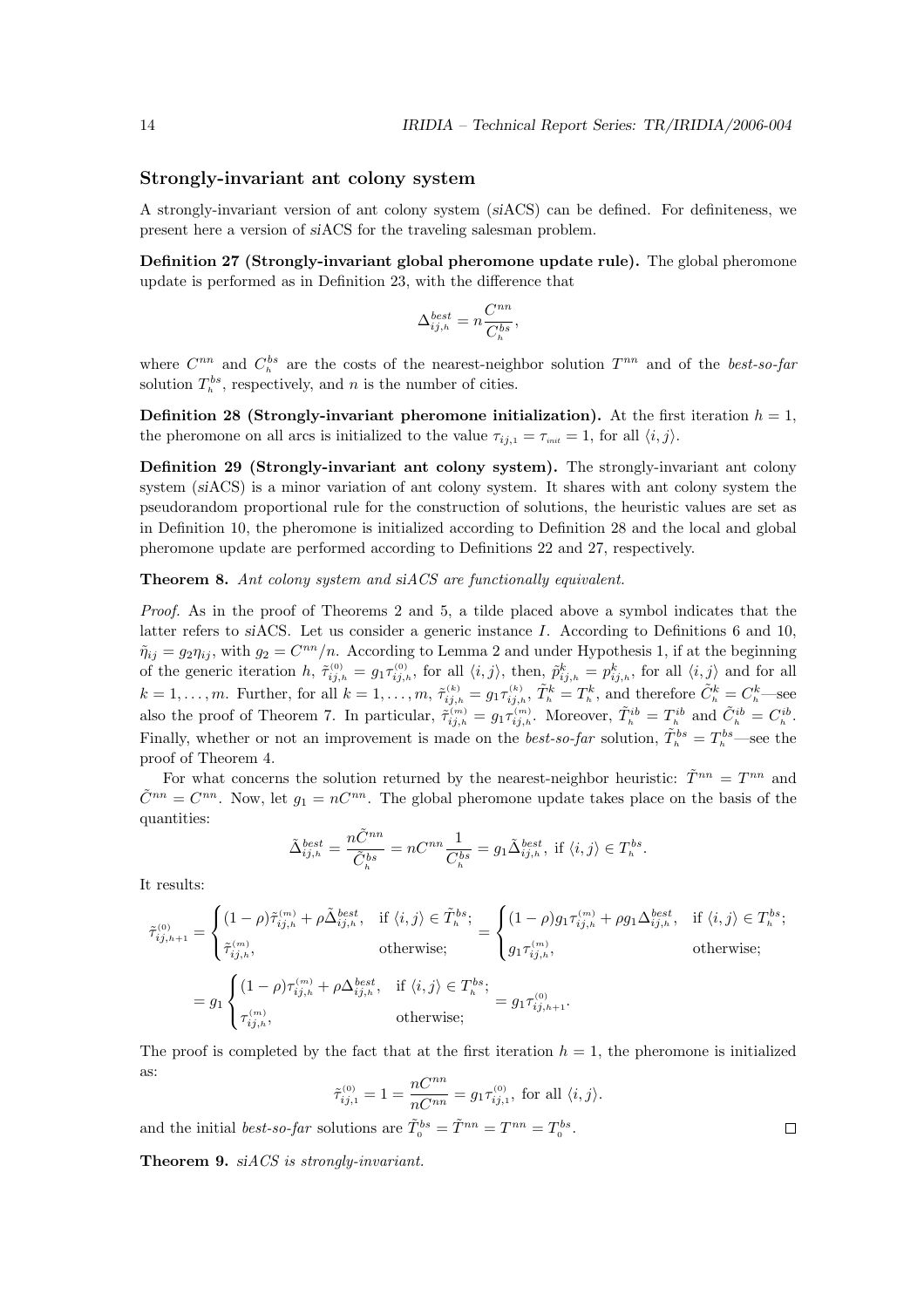### Strongly-invariant ant colony system

A strongly-invariant version of ant colony system (*si*ACS) can be defined. For definiteness, we present here a version of *si*ACS for the traveling salesman problem.

**Definition 27 (Strongly-invariant global pheromone update rule).** The global pheromone update is performed as in Definition 23, with the difference that

$$\Delta^{best}_{ij,h} = n\frac{C^{nn}}{C^{bs}_h},$$

where $C^{nn}$ and $C^{bs}_h$ are the costs of the nearest-neighbor solution $T^{nn}$ and of the *best-so-far* solution $T^{bs}_h$, respectively, and $n$ is the number of cities.

**Definition 28 (Strongly-invariant pheromone initialization).** At the first iteration $h = 1$, the pheromone on all arcs is initialized to the value $\tau_{ij,1} = \tau_{init} = 1$, for all $\langle i, j\rangle$.

**Definition 29 (Strongly-invariant ant colony system).** The strongly-invariant ant colony system (*si*ACS) is a minor variation of ant colony system. It shares with ant colony system the pseudorandom proportional rule for the construction of solutions, the heuristic values are set as in Definition 10, the pheromone is initialized according to Definition 28 and the local and global pheromone update are performed according to Definitions 22 and 27, respectively.

**Theorem 8.** *Ant colony system and siACS are functionally equivalent.*

*Proof.* As in the proof of Theorems 2 and 5, a tilde placed above a symbol indicates that the latter refers to *si*ACS. Let us consider a generic instance $I$. According to Definitions 6 and 10, $\tilde{\eta}_{ij} = g_2\eta_{ij}$, with $g_2 = C^{nn}/n$. According to Lemma 2 and under Hypothesis 1, if at the beginning of the generic iteration $h$, $\tilde{\tau}^{(0)}_{ij,h} = g_1\tau^{(0)}_{ij,h}$, for all $\langle i, j\rangle$, then, $\tilde{p}^k_{ij,h} = p^k_{ij,h}$, for all $\langle i, j\rangle$ and for all $k = 1, \ldots, m$. Further, for all $k = 1, \ldots, m$, $\tilde{\tau}^{(k)}_{ij,h} = g_1\tau^{(k)}_{ij,h}$, $\tilde{T}^k_h = T^k_h$, and therefore $\tilde{C}^k_h = C^k_h$—see also the proof of Theorem 7. In particular, $\tilde{\tau}^{(m)}_{ij,h} = g_1\tau^{(m)}_{ij,h}$. Moreover, $\tilde{T}^{ib}_h = T^{ib}_h$ and $\tilde{C}^{ib}_h = C^{ib}_h$. Finally, whether or not an improvement is made on the *best-so-far* solution, $\tilde{T}^{bs}_h = T^{bs}_h$—see the proof of Theorem 4.

For what concerns the solution returned by the nearest-neighbor heuristic: $\tilde{T}^{nn} = T^{nn}$ and $\tilde{C}^{nn} = C^{nn}$. Now, let $g_1 = nC^{nn}$. The global pheromone update takes place on the basis of the quantities:

$$\tilde{\Delta}^{best}_{ij,h} = \frac{n\tilde{C}^{nn}}{\tilde{C}^{bs}_h} = nC^{nn}\frac{1}{C^{bs}_h} = g_1\tilde{\Delta}^{best}_{ij,h}, \text{ if } \langle i, j\rangle \in T^{bs}_h.$$

It results:

$$\tilde{\tau}^{(0)}_{ij,h+1} = \begin{cases} (1-\rho)\tilde{\tau}^{(m)}_{ij,h} + \rho\tilde{\Delta}^{best}_{ij,h}, & \text{if } \langle i, j\rangle \in \tilde{T}^{bs}_h; \\ \tilde{\tau}^{(m)}_{ij,h}, & \text{otherwise;} \end{cases} = \begin{cases} (1-\rho)g_1\tau^{(m)}_{ij,h} + \rho g_1\Delta^{best}_{ij,h}, & \text{if } \langle i, j\rangle \in T^{bs}_h; \\ g_1\tau^{(m)}_{ij,h}, & \text{otherwise;} \end{cases}$$

$$= g_1\begin{cases} (1-\rho)\tau^{(m)}_{ij,h} + \rho\Delta^{best}_{ij,h}, & \text{if } \langle i, j\rangle \in T^{bs}_h; \\ \tau^{(m)}_{ij,h}, & \text{otherwise;} \end{cases} = g_1\tau^{(0)}_{ij,h+1}.$$

The proof is completed by the fact that at the first iteration $h = 1$, the pheromone is initialized as:

$$\tilde{\tau}^{(0)}_{ij,1} = 1 = \frac{nC^{nn}}{nC^{nn}} = g_1\tau^{(0)}_{ij,1}, \text{ for all } \langle i, j\rangle.$$

and the initial *best-so-far* solutions are $\tilde{T}^{bs}_0 = \tilde{T}^{nn} = T^{nn} = T^{bs}_0$. □

**Theorem 9.** *siACS is strongly-invariant.*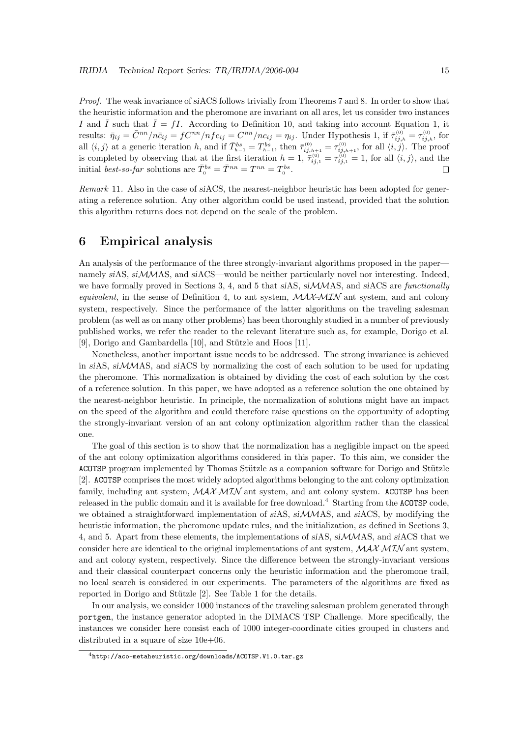*Proof.* The weak invariance of *si*ACS follows trivially from Theorems 7 and 8. In order to show that the heuristic information and the pheromone are invariant on all arcs, let us consider two instances $I$ and $\bar{I}$ such that $\bar{I} = fI$. According to Definition 10, and taking into account Equation 1, it results: $\bar{\eta}_{ij} = \bar{C}^{nn}/n\bar{c}_{ij} = fC^{nn}/nfc_{ij} = C^{nn}/nc_{ij} = \eta_{ij}$. Under Hypothesis 1, if $\bar{\tau}^{(0)}_{ij,h} = \tau^{(0)}_{ij,h}$, for all $\langle i, j\rangle$ at a generic iteration $h$, and if $\bar{T}^{bs}_{h-1} = T^{bs}_{h-1}$, then $\bar{\tau}^{(0)}_{ij,h+1} = \tau^{(0)}_{ij,h+1}$, for all $\langle i, j\rangle$. The proof is completed by observing that at the first iteration $h = 1$, $\bar{\tau}^{(0)}_{ij,1} = \tau^{(0)}_{ij,1} = 1$, for all $\langle i, j\rangle$, and the initial *best-so-far* solutions are $\bar{T}^{bs}_0 = \bar{T}^{nn} = T^{nn} = T^{bs}_0$. □

*Remark* 11. Also in the case of *si*ACS, the nearest-neighbor heuristic has been adopted for generating a reference solution. Any other algorithm could be used instead, provided that the solution this algorithm returns does not depend on the scale of the problem.

# 6 Empirical analysis

An analysis of the performance of the three strongly-invariant algorithms proposed in the paper—namely *si*AS, *si*$\mathcal{MM}$AS, and *si*ACS—would be neither particularly novel nor interesting. Indeed, we have formally proved in Sections 3, 4, and 5 that *si*AS, *si*$\mathcal{MM}$AS, and *si*ACS are *functionally equivalent*, in the sense of Definition 4, to ant system, $\mathcal{MAX}$-$\mathcal{MIN}$ ant system, and ant colony system, respectively. Since the performance of the latter algorithms on the traveling salesman problem (as well as on many other problems) has been thoroughly studied in a number of previously published works, we refer the reader to the relevant literature such as, for example, Dorigo et al. [9], Dorigo and Gambardella [10], and Stützle and Hoos [11].

Nonetheless, another important issue needs to be addressed. The strong invariance is achieved in *si*AS, *si*$\mathcal{MM}$AS, and *si*ACS by normalizing the cost of each solution to be used for updating the pheromone. This normalization is obtained by dividing the cost of each solution by the cost of a reference solution. In this paper, we have adopted as a reference solution the one obtained by the nearest-neighbor heuristic. In principle, the normalization of solutions might have an impact on the speed of the algorithm and could therefore raise questions on the opportunity of adopting the strongly-invariant version of an ant colony optimization algorithm rather than the classical one.

The goal of this section is to show that the normalization has a negligible impact on the speed of the ant colony optimization algorithms considered in this paper. To this aim, we consider the ACOTSP program implemented by Thomas Stützle as a companion software for Dorigo and Stützle [2]. ACOTSP comprises the most widely adopted algorithms belonging to the ant colony optimization family, including ant system, $\mathcal{MAX}$-$\mathcal{MIN}$ ant system, and ant colony system. ACOTSP has been released in the public domain and it is available for free download.[4] Starting from the ACOTSP code, we obtained a straightforward implementation of *si*AS, *si*$\mathcal{MM}$AS, and *si*ACS, by modifying the heuristic information, the pheromone update rules, and the initialization, as defined in Sections 3, 4, and 5. Apart from these elements, the implementations of *si*AS, *si*$\mathcal{MM}$AS, and *si*ACS that we consider here are identical to the original implementations of ant system, $\mathcal{MAX}$-$\mathcal{MIN}$ ant system, and ant colony system, respectively. Since the difference between the strongly-invariant versions and their classical counterpart concerns only the heuristic information and the pheromone trail, no local search is considered in our experiments. The parameters of the algorithms are fixed as reported in Dorigo and Stützle [2]. See Table 1 for the details.

In our analysis, we consider 1000 instances of the traveling salesman problem generated through portgen, the instance generator adopted in the DIMACS TSP Challenge. More specifically, the instances we consider here consist each of 1000 integer-coordinate cities grouped in clusters and distributed in a square of size 10e+06.

[4] http://aco-metaheuristic.org/downloads/ACOTSP.V1.0.tar.gz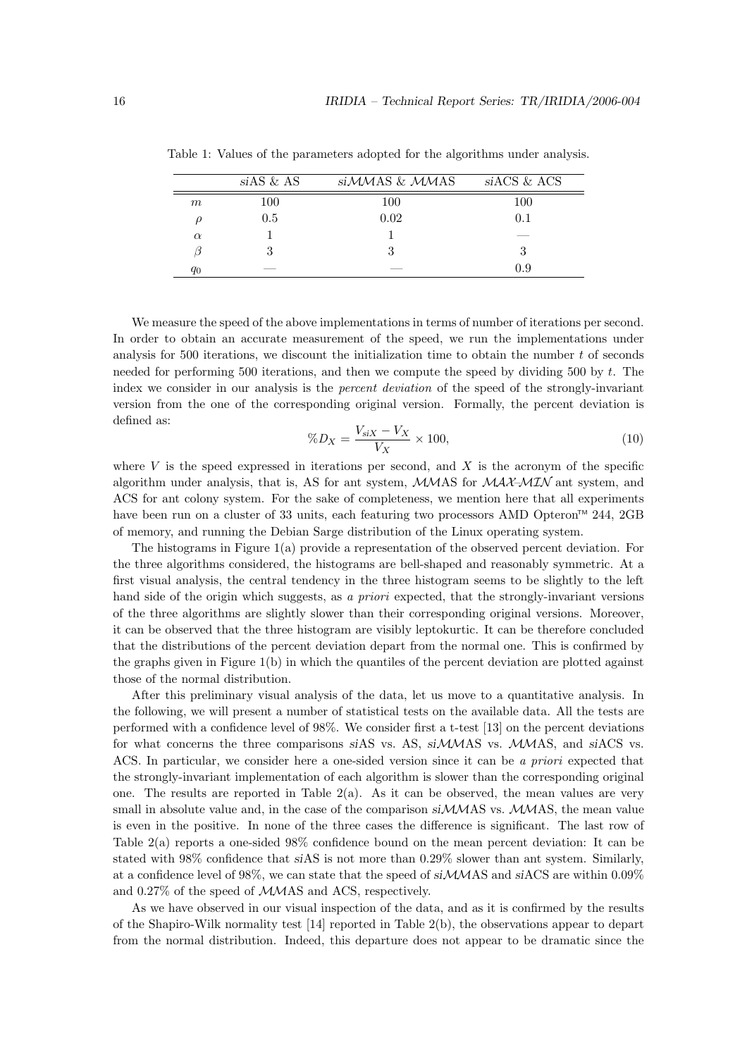Table 1: Values of the parameters adopted for the algorithms under analysis.

| | *si*AS & AS | *si*$\mathcal{MM}$AS & $\mathcal{MM}$AS | *si*ACS & ACS |
|---|---|---|---|
| $m$ | 100 | 100 | 100 |
| $\rho$ | 0.5 | 0.02 | 0.1 |
| $\alpha$ | 1 | 1 | — |
| $\beta$ | 3 | 3 | 3 |
| $q_0$ | — | — | 0.9 |

We measure the speed of the above implementations in terms of number of iterations per second. In order to obtain an accurate measurement of the speed, we run the implementations under analysis for 500 iterations, we discount the initialization time to obtain the number $t$ of seconds needed for performing 500 iterations, and then we compute the speed by dividing 500 by $t$. The index we consider in our analysis is the *percent deviation* of the speed of the strongly-invariant version from the one of the corresponding original version. Formally, the percent deviation is defined as:

$$\%D_X = \frac{V_{siX} - V_X}{V_X} \times 100, \tag{10}$$

where $V$ is the speed expressed in iterations per second, and $X$ is the acronym of the specific algorithm under analysis, that is, AS for ant system, $\mathcal{MM}$AS for $\mathcal{MAX}$-$\mathcal{MIN}$ ant system, and ACS for ant colony system. For the sake of completeness, we mention here that all experiments have been run on a cluster of 33 units, each featuring two processors AMD Opteron™ 244, 2GB of memory, and running the Debian Sarge distribution of the Linux operating system.

The histograms in Figure 1(a) provide a representation of the observed percent deviation. For the three algorithms considered, the histograms are bell-shaped and reasonably symmetric. At a first visual analysis, the central tendency in the three histogram seems to be slightly to the left hand side of the origin which suggests, as *a priori* expected, that the strongly-invariant versions of the three algorithms are slightly slower than their corresponding original versions. Moreover, it can be observed that the three histogram are visibly leptokurtic. It can be therefore concluded that the distributions of the percent deviation depart from the normal one. This is confirmed by the graphs given in Figure 1(b) in which the quantiles of the percent deviation are plotted against those of the normal distribution.

After this preliminary visual analysis of the data, let us move to a quantitative analysis. In the following, we will present a number of statistical tests on the available data. All the tests are performed with a confidence level of 98%. We consider first a t-test [13] on the percent deviations for what concerns the three comparisons *si*AS vs. AS, *si*$\mathcal{MM}$AS vs. $\mathcal{MM}$AS, and *si*ACS vs. ACS. In particular, we consider here a one-sided version since it can be *a priori* expected that the strongly-invariant implementation of each algorithm is slower than the corresponding original one. The results are reported in Table 2(a). As it can be observed, the mean values are very small in absolute value and, in the case of the comparison *si*$\mathcal{MM}$AS vs. $\mathcal{MM}$AS, the mean value is even in the positive. In none of the three cases the difference is significant. The last row of Table 2(a) reports a one-sided 98% confidence bound on the mean percent deviation: It can be stated with 98% confidence that *si*AS is not more than 0.29% slower than ant system. Similarly, at a confidence level of 98%, we can state that the speed of *si*$\mathcal{MM}$AS and *si*ACS are within 0.09% and 0.27% of the speed of $\mathcal{MM}$AS and ACS, respectively.

As we have observed in our visual inspection of the data, and as it is confirmed by the results of the Shapiro-Wilk normality test [14] reported in Table 2(b), the observations appear to depart from the normal distribution. Indeed, this departure does not appear to be dramatic since the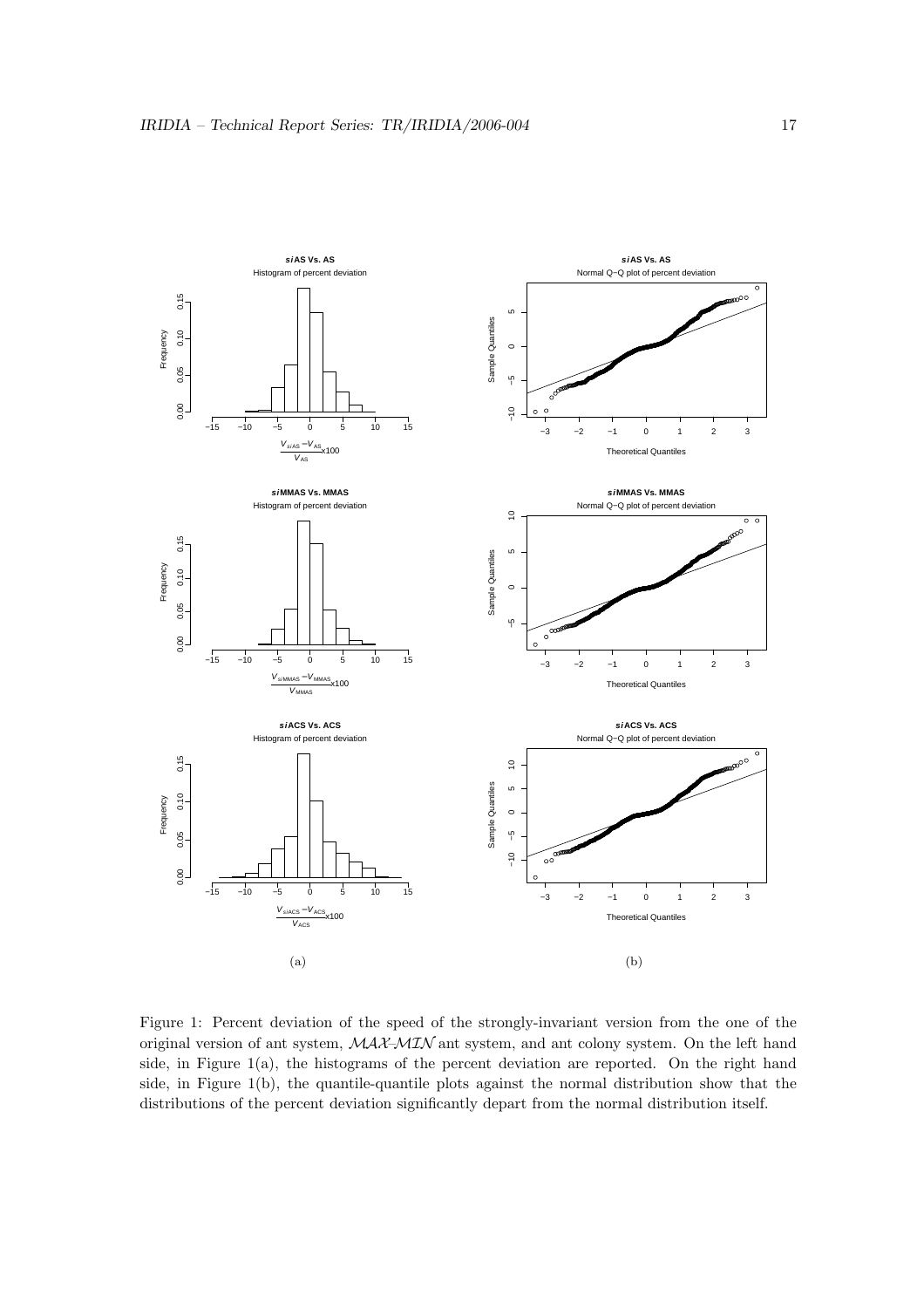Figure 1: Percent deviation of the speed of the strongly-invariant version from the one of the original version of ant system, $\mathcal{MAX}$-$\mathcal{MIN}$ ant system, and ant colony system. On the left hand side, in Figure 1(a), the histograms of the percent deviation are reported. On the right hand side, in Figure 1(b), the quantile-quantile plots against the normal distribution show that the distributions of the percent deviation significantly depart from the normal distribution itself.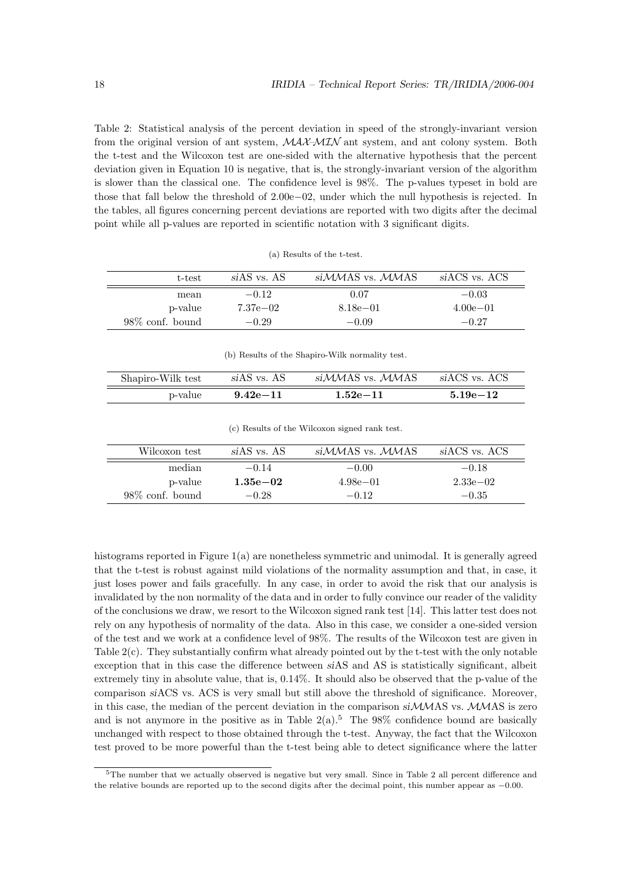Table 2: Statistical analysis of the percent deviation in speed of the strongly-invariant version from the original version of ant system, $\mathcal{MAX}$-$\mathcal{MIN}$ ant system, and ant colony system. Both the t-test and the Wilcoxon test are one-sided with the alternative hypothesis that the percent deviation given in Equation 10 is negative, that is, the strongly-invariant version of the algorithm is slower than the classical one. The confidence level is 98%. The p-values typeset in bold are those that fall below the threshold of 2.00e−02, under which the null hypothesis is rejected. In the tables, all figures concerning percent deviations are reported with two digits after the decimal point while all p-values are reported in scientific notation with 3 significant digits.

(a) Results of the t-test.

| t-test | *si*AS vs. AS | *si*$\mathcal{MM}$AS vs. $\mathcal{MM}$AS | *si*ACS vs. ACS |
|---|---|---|---|
| mean | −0.12 | 0.07 | −0.03 |
| p-value | 7.37e−02 | 8.18e−01 | 4.00e−01 |
| 98% conf. bound | −0.29 | −0.09 | −0.27 |

(b) Results of the Shapiro-Wilk normality test.

| Shapiro-Wilk test | *si*AS vs. AS | *si*$\mathcal{MM}$AS vs. $\mathcal{MM}$AS | *si*ACS vs. ACS |
|---|---|---|---|
| p-value | **9.42e−11** | **1.52e−11** | **5.19e−12** |

(c) Results of the Wilcoxon signed rank test.

| Wilcoxon test | *si*AS vs. AS | *si*$\mathcal{MM}$AS vs. $\mathcal{MM}$AS | *si*ACS vs. ACS |
|---|---|---|---|
| median | −0.14 | −0.00 | −0.18 |
| p-value | **1.35e−02** | 4.98e−01 | 2.33e−02 |
| 98% conf. bound | −0.28 | −0.12 | −0.35 |

histograms reported in Figure 1(a) are nonetheless symmetric and unimodal. It is generally agreed that the t-test is robust against mild violations of the normality assumption and that, in case, it just loses power and fails gracefully. In any case, in order to avoid the risk that our analysis is invalidated by the non normality of the data and in order to fully convince our reader of the validity of the conclusions we draw, we resort to the Wilcoxon signed rank test [14]. This latter test does not rely on any hypothesis of normality of the data. Also in this case, we consider a one-sided version of the test and we work at a confidence level of 98%. The results of the Wilcoxon test are given in Table 2(c). They substantially confirm what already pointed out by the t-test with the only notable exception that in this case the difference between *si*AS and AS is statistically significant, albeit extremely tiny in absolute value, that is, 0.14%. It should also be observed that the p-value of the comparison *si*ACS vs. ACS is very small but still above the threshold of significance. Moreover, in this case, the median of the percent deviation in the comparison *si*$\mathcal{MM}$AS vs. $\mathcal{MM}$AS is zero and is not anymore in the positive as in Table 2(a).[5] The 98% confidence bound are basically unchanged with respect to those obtained through the t-test. Anyway, the fact that the Wilcoxon test proved to be more powerful than the t-test being able to detect significance where the latter

[5] The number that we actually observed is negative but very small. Since in Table 2 all percent difference and the relative bounds are reported up to the second digits after the decimal point, this number appear as −0.00.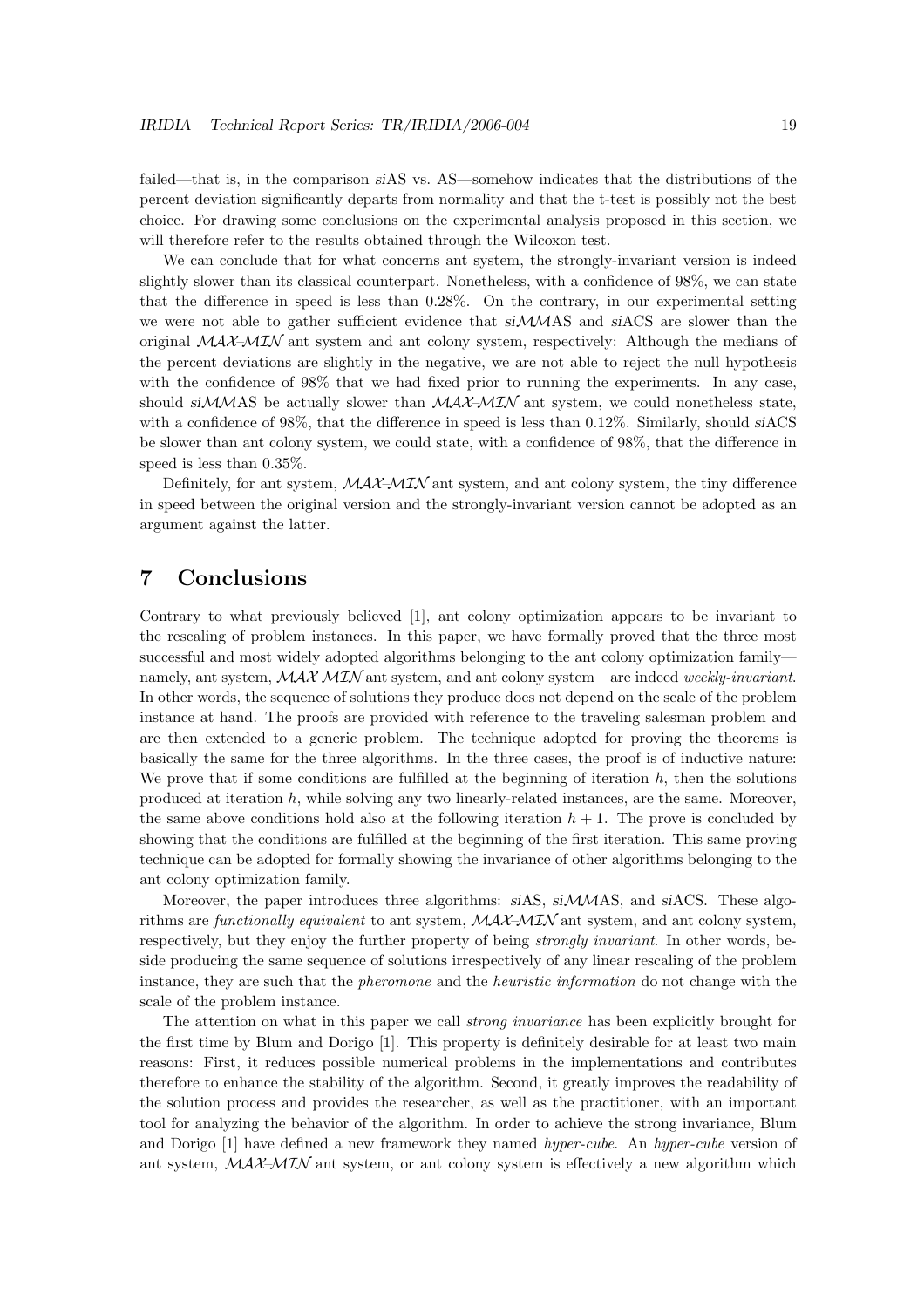failed—that is, in the comparison *si*AS vs. AS—somehow indicates that the distributions of the percent deviation significantly departs from normality and that the t-test is possibly not the best choice. For drawing some conclusions on the experimental analysis proposed in this section, we will therefore refer to the results obtained through the Wilcoxon test.

We can conclude that for what concerns ant system, the strongly-invariant version is indeed slightly slower than its classical counterpart. Nonetheless, with a confidence of 98%, we can state that the difference in speed is less than 0.28%. On the contrary, in our experimental setting we were not able to gather sufficient evidence that *si*$\mathcal{MM}$AS and *si*ACS are slower than the original $\mathcal{MAX}$-$\mathcal{MIN}$ ant system and ant colony system, respectively: Although the medians of the percent deviations are slightly in the negative, we are not able to reject the null hypothesis with the confidence of 98% that we had fixed prior to running the experiments. In any case, should *si*$\mathcal{MM}$AS be actually slower than $\mathcal{MAX}$-$\mathcal{MIN}$ ant system, we could nonetheless state, with a confidence of 98%, that the difference in speed is less than 0.12%. Similarly, should *si*ACS be slower than ant colony system, we could state, with a confidence of 98%, that the difference in speed is less than 0.35%.

Definitely, for ant system, $\mathcal{MAX}$-$\mathcal{MIN}$ ant system, and ant colony system, the tiny difference in speed between the original version and the strongly-invariant version cannot be adopted as an argument against the latter.

# 7 Conclusions

Contrary to what previously believed [1], ant colony optimization appears to be invariant to the rescaling of problem instances. In this paper, we have formally proved that the three most successful and most widely adopted algorithms belonging to the ant colony optimization family—namely, ant system, $\mathcal{MAX}$-$\mathcal{MIN}$ ant system, and ant colony system—are indeed *weekly-invariant*. In other words, the sequence of solutions they produce does not depend on the scale of the problem instance at hand. The proofs are provided with reference to the traveling salesman problem and are then extended to a generic problem. The technique adopted for proving the theorems is basically the same for the three algorithms. In the three cases, the proof is of inductive nature: We prove that if some conditions are fulfilled at the beginning of iteration $h$, then the solutions produced at iteration $h$, while solving any two linearly-related instances, are the same. Moreover, the same above conditions hold also at the following iteration $h+1$. The prove is concluded by showing that the conditions are fulfilled at the beginning of the first iteration. This same proving technique can be adopted for formally showing the invariance of other algorithms belonging to the ant colony optimization family.

Moreover, the paper introduces three algorithms: *si*AS, *si*$\mathcal{MM}$AS, and *si*ACS. These algorithms are *functionally equivalent* to ant system, $\mathcal{MAX}$-$\mathcal{MIN}$ ant system, and ant colony system, respectively, but they enjoy the further property of being *strongly invariant*. In other words, beside producing the same sequence of solutions irrespectively of any linear rescaling of the problem instance, they are such that the *pheromone* and the *heuristic information* do not change with the scale of the problem instance.

The attention on what in this paper we call *strong invariance* has been explicitly brought for the first time by Blum and Dorigo [1]. This property is definitely desirable for at least two main reasons: First, it reduces possible numerical problems in the implementations and contributes therefore to enhance the stability of the algorithm. Second, it greatly improves the readability of the solution process and provides the researcher, as well as the practitioner, with an important tool for analyzing the behavior of the algorithm. In order to achieve the strong invariance, Blum and Dorigo [1] have defined a new framework they named *hyper-cube*. An *hyper-cube* version of ant system, $\mathcal{MAX}$-$\mathcal{MIN}$ ant system, or ant colony system is effectively a new algorithm which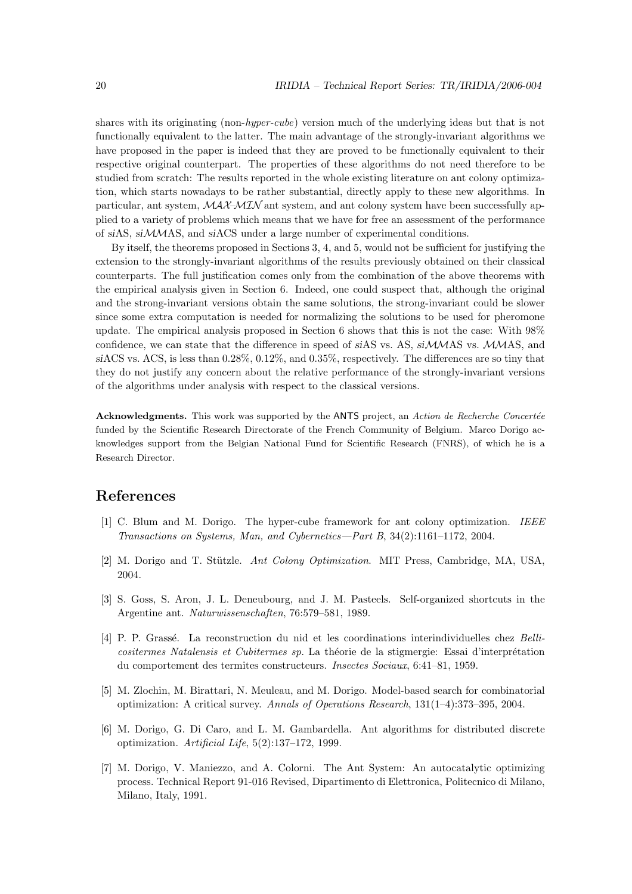shares with its originating (non-*hyper-cube*) version much of the underlying ideas but that is not functionally equivalent to the latter. The main advantage of the strongly-invariant algorithms we have proposed in the paper is indeed that they are proved to be functionally equivalent to their respective original counterpart. The properties of these algorithms do not need therefore to be studied from scratch: The results reported in the whole existing literature on ant colony optimization, which starts nowadays to be rather substantial, directly apply to these new algorithms. In particular, ant system, $\mathcal{MAX}$-$\mathcal{MIN}$ ant system, and ant colony system have been successfully applied to a variety of problems which means that we have for free an assessment of the performance of *si*AS, *si*$\mathcal{MM}$AS, and *si*ACS under a large number of experimental conditions.

By itself, the theorems proposed in Sections 3, 4, and 5, would not be sufficient for justifying the extension to the strongly-invariant algorithms of the results previously obtained on their classical counterparts. The full justification comes only from the combination of the above theorems with the empirical analysis given in Section 6. Indeed, one could suspect that, although the original and the strong-invariant versions obtain the same solutions, the strong-invariant could be slower since some extra computation is needed for normalizing the solutions to be used for pheromone update. The empirical analysis proposed in Section 6 shows that this is not the case: With 98% confidence, we can state that the difference in speed of *si*AS vs. AS, *si*$\mathcal{MM}$AS vs. $\mathcal{MM}$AS, and *si*ACS vs. ACS, is less than 0.28%, 0.12%, and 0.35%, respectively. The differences are so tiny that they do not justify any concern about the relative performance of the strongly-invariant versions of the algorithms under analysis with respect to the classical versions.

**Acknowledgments.** This work was supported by the ANTS project, an *Action de Recherche Concertée* funded by the Scientific Research Directorate of the French Community of Belgium. Marco Dorigo acknowledges support from the Belgian National Fund for Scientific Research (FNRS), of which he is a Research Director.

## References

[1] C. Blum and M. Dorigo. The hyper-cube framework for ant colony optimization. *IEEE Transactions on Systems, Man, and Cybernetics—Part B*, 34(2):1161–1172, 2004.

[2] M. Dorigo and T. Stützle. *Ant Colony Optimization*. MIT Press, Cambridge, MA, USA, 2004.

[3] S. Goss, S. Aron, J. L. Deneubourg, and J. M. Pasteels. Self-organized shortcuts in the Argentine ant. *Naturwissenschaften*, 76:579–581, 1989.

[4] P. P. Grassé. La reconstruction du nid et les coordinations interindividuelles chez *Bellicositermes Natalensis et Cubitermes sp.* La théorie de la stigmergie: Essai d'interprétation du comportement des termites constructeurs. *Insectes Sociaux*, 6:41–81, 1959.

[5] M. Zlochin, M. Birattari, N. Meuleau, and M. Dorigo. Model-based search for combinatorial optimization: A critical survey. *Annals of Operations Research*, 131(1–4):373–395, 2004.

[6] M. Dorigo, G. Di Caro, and L. M. Gambardella. Ant algorithms for distributed discrete optimization. *Artificial Life*, 5(2):137–172, 1999.

[7] M. Dorigo, V. Maniezzo, and A. Colorni. The Ant System: An autocatalytic optimizing process. Technical Report 91-016 Revised, Dipartimento di Elettronica, Politecnico di Milano, Milano, Italy, 1991.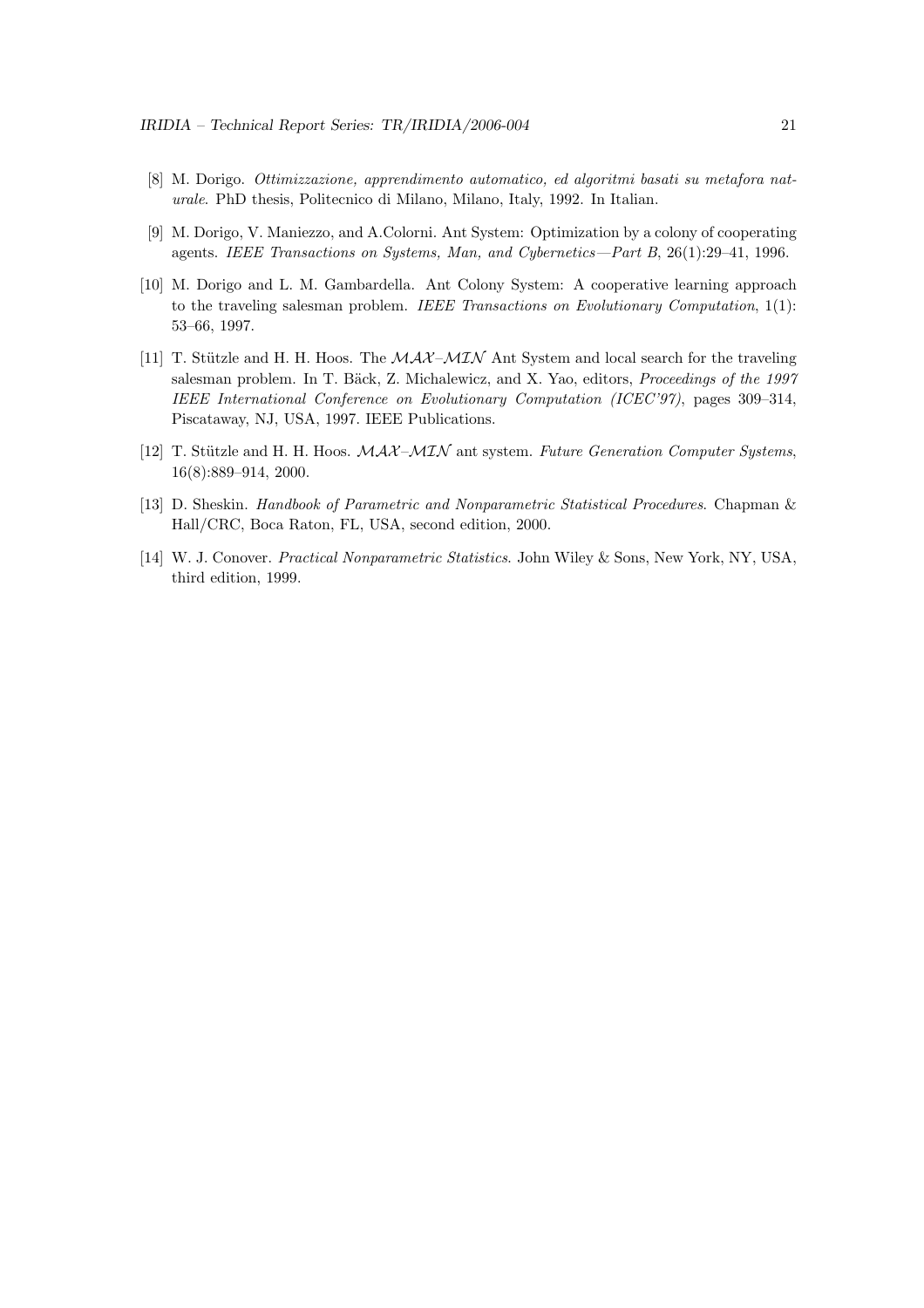[8] M. Dorigo. *Ottimizzazione, apprendimento automatico, ed algoritmi basati su metafora naturale*. PhD thesis, Politecnico di Milano, Milano, Italy, 1992. In Italian.

[9] M. Dorigo, V. Maniezzo, and A.Colorni. Ant System: Optimization by a colony of cooperating agents. *IEEE Transactions on Systems, Man, and Cybernetics—Part B*, 26(1):29–41, 1996.

[10] M. Dorigo and L. M. Gambardella. Ant Colony System: A cooperative learning approach to the traveling salesman problem. *IEEE Transactions on Evolutionary Computation*, 1(1): 53–66, 1997.

[11] T. Stützle and H. H. Hoos. The $\mathcal{MAX}$–$\mathcal{MIN}$ Ant System and local search for the traveling salesman problem. In T. Bäck, Z. Michalewicz, and X. Yao, editors, *Proceedings of the 1997 IEEE International Conference on Evolutionary Computation (ICEC'97)*, pages 309–314, Piscataway, NJ, USA, 1997. IEEE Publications.

[12] T. Stützle and H. H. Hoos. $\mathcal{MAX}$–$\mathcal{MIN}$ ant system. *Future Generation Computer Systems*, 16(8):889–914, 2000.

[13] D. Sheskin. *Handbook of Parametric and Nonparametric Statistical Procedures*. Chapman & Hall/CRC, Boca Raton, FL, USA, second edition, 2000.

[14] W. J. Conover. *Practical Nonparametric Statistics*. John Wiley & Sons, New York, NY, USA, third edition, 1999.